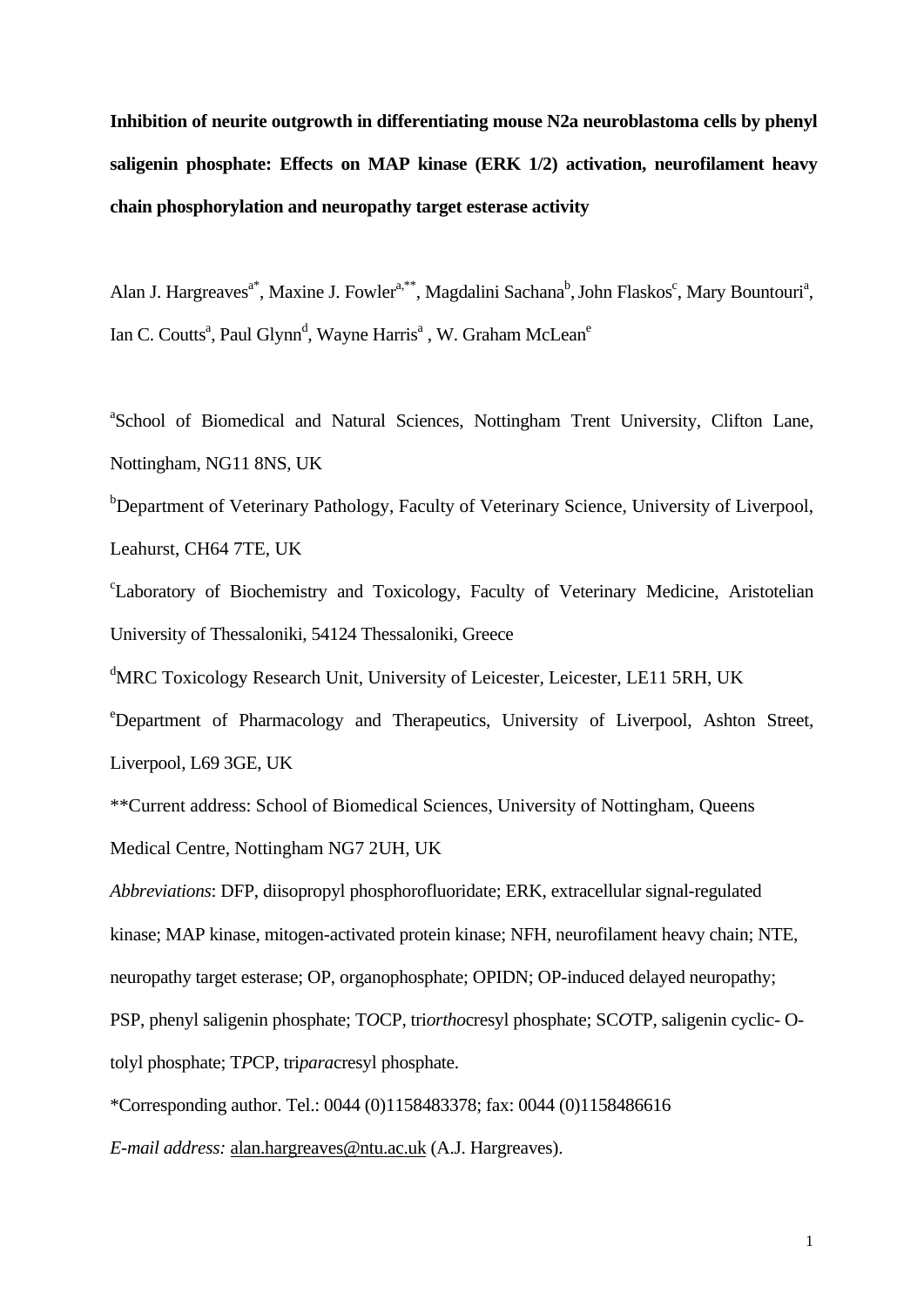**Inhibition of neurite outgrowth in differentiating mouse N2a neuroblastoma cells by phenyl saligenin phosphate: Effects on MAP kinase (ERK 1/2) activation, neurofilament heavy chain phosphorylation and neuropathy target esterase activity**

Alan J. Hargreaves[a*], Maxine J. Fowler[a,**], Magdalini Sachana[b], John Flaskos[c], Mary Bountouri[a], Ian C. Coutts[a], Paul Glynn[d], Wayne Harris[a], W. Graham McLean[e]

[a]School of Biomedical and Natural Sciences, Nottingham Trent University, Clifton Lane, Nottingham, NG11 8NS, UK

[b]Department of Veterinary Pathology, Faculty of Veterinary Science, University of Liverpool, Leahurst, CH64 7TE, UK

[c]Laboratory of Biochemistry and Toxicology, Faculty of Veterinary Medicine, Aristotelian University of Thessaloniki, 54124 Thessaloniki, Greece

[d]MRC Toxicology Research Unit, University of Leicester, Leicester, LE11 5RH, UK

[e]Department of Pharmacology and Therapeutics, University of Liverpool, Ashton Street, Liverpool, L69 3GE, UK

**Current address: School of Biomedical Sciences, University of Nottingham, Queens Medical Centre, Nottingham NG7 2UH, UK

*Abbreviations*: DFP, diisopropyl phosphorofluoridate; ERK, extracellular signal-regulated kinase; MAP kinase, mitogen-activated protein kinase; NFH, neurofilament heavy chain; NTE, neuropathy target esterase; OP, organophosphate; OPIDN; OP-induced delayed neuropathy; PSP, phenyl saligenin phosphate; T*O*CP, tri*ortho*cresyl phosphate; SC*O*TP, saligenin cyclic- O-tolyl phosphate; T*P*CP, tri*para*cresyl phosphate.

*Corresponding author. Tel.: 0044 (0)1158483378; fax: 0044 (0)1158486616

*E-mail address:* alan.hargreaves@ntu.ac.uk (A.J. Hargreaves).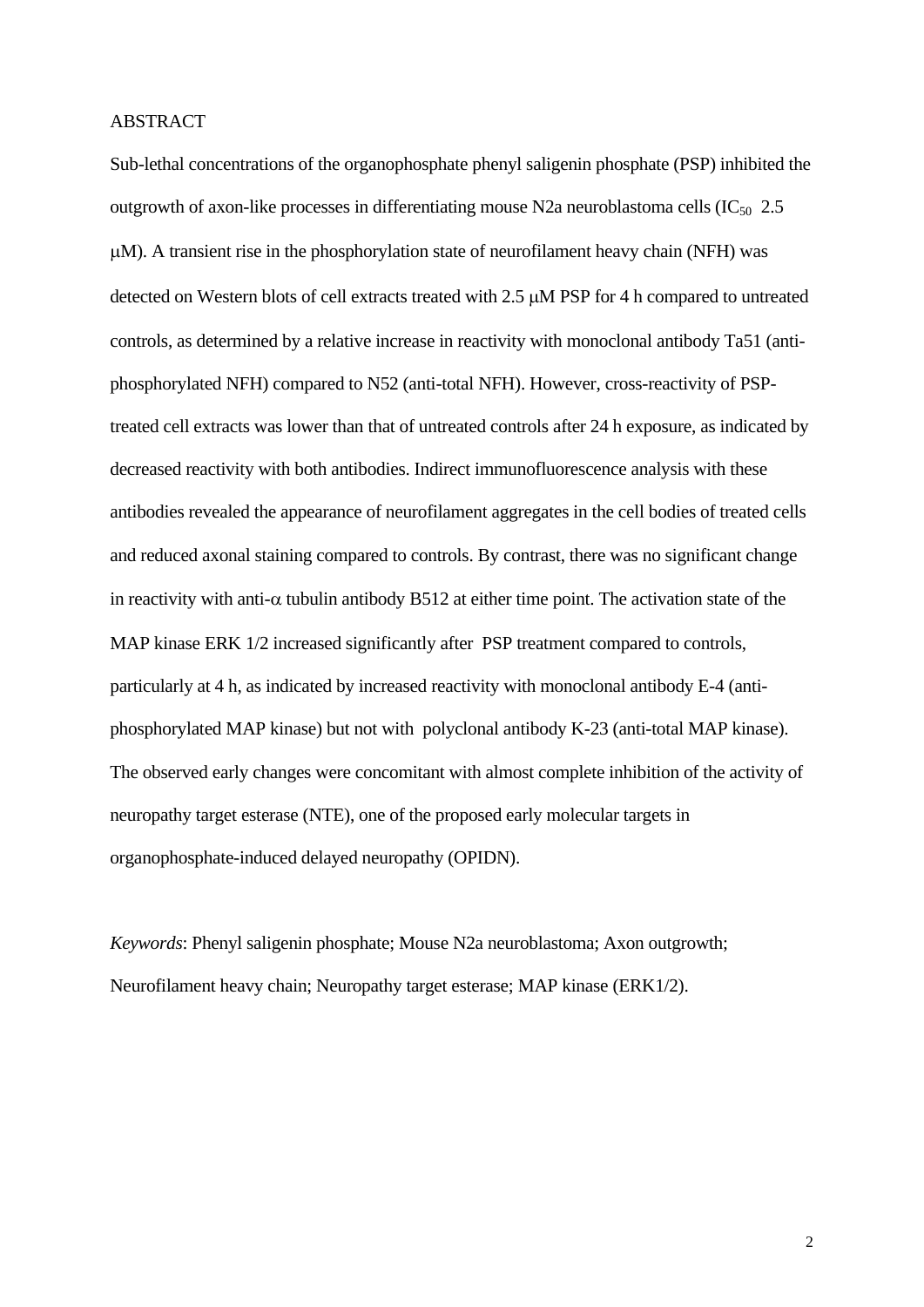## ABSTRACT

Sub-lethal concentrations of the organophosphate phenyl saligenin phosphate (PSP) inhibited the outgrowth of axon-like processes in differentiating mouse N2a neuroblastoma cells ($IC_{50}$ 2.5 μM). A transient rise in the phosphorylation state of neurofilament heavy chain (NFH) was detected on Western blots of cell extracts treated with 2.5 μM PSP for 4 h compared to untreated controls, as determined by a relative increase in reactivity with monoclonal antibody Ta51 (anti-phosphorylated NFH) compared to N52 (anti-total NFH). However, cross-reactivity of PSP-treated cell extracts was lower than that of untreated controls after 24 h exposure, as indicated by decreased reactivity with both antibodies. Indirect immunofluorescence analysis with these antibodies revealed the appearance of neurofilament aggregates in the cell bodies of treated cells and reduced axonal staining compared to controls. By contrast, there was no significant change in reactivity with anti-α tubulin antibody B512 at either time point. The activation state of the MAP kinase ERK 1/2 increased significantly after PSP treatment compared to controls, particularly at 4 h, as indicated by increased reactivity with monoclonal antibody E-4 (anti-phosphorylated MAP kinase) but not with polyclonal antibody K-23 (anti-total MAP kinase). The observed early changes were concomitant with almost complete inhibition of the activity of neuropathy target esterase (NTE), one of the proposed early molecular targets in organophosphate-induced delayed neuropathy (OPIDN).

*Keywords*: Phenyl saligenin phosphate; Mouse N2a neuroblastoma; Axon outgrowth; Neurofilament heavy chain; Neuropathy target esterase; MAP kinase (ERK1/2).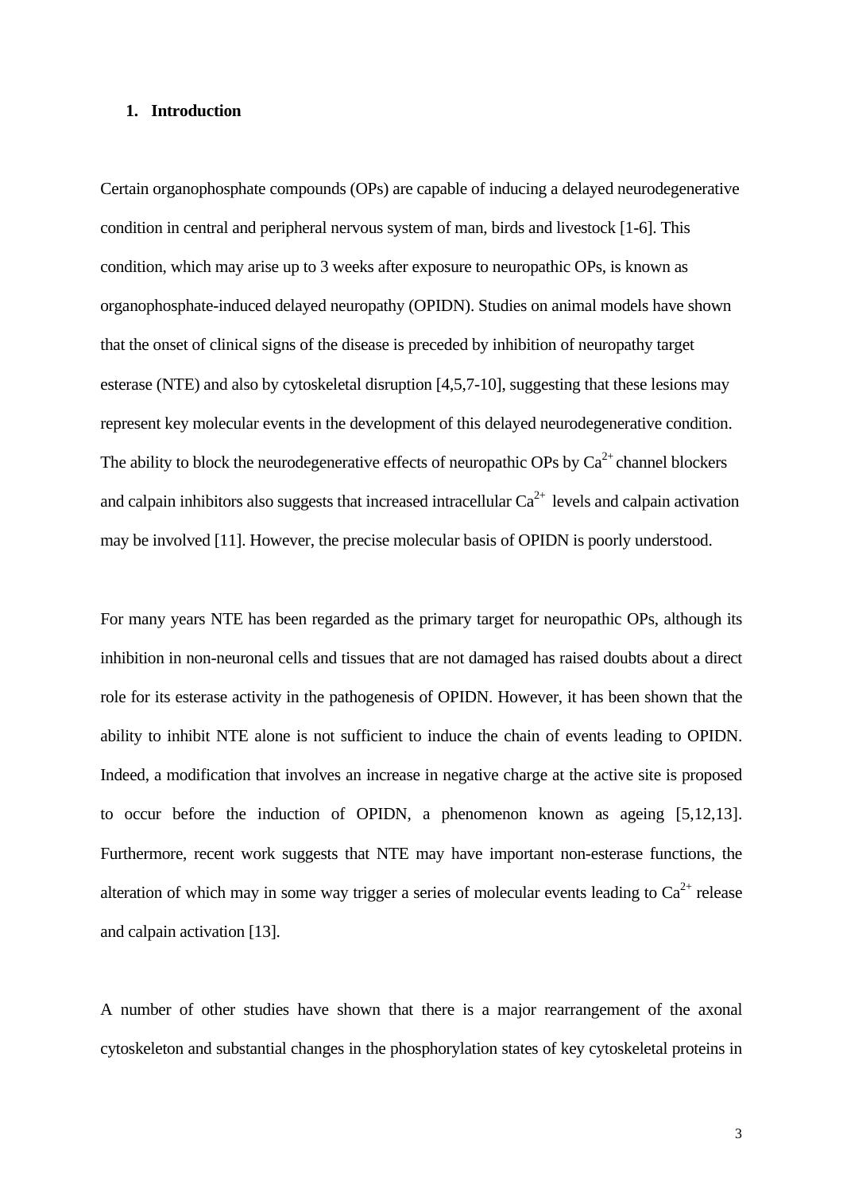## 1. Introduction

Certain organophosphate compounds (OPs) are capable of inducing a delayed neurodegenerative condition in central and peripheral nervous system of man, birds and livestock [1-6]. This condition, which may arise up to 3 weeks after exposure to neuropathic OPs, is known as organophosphate-induced delayed neuropathy (OPIDN). Studies on animal models have shown that the onset of clinical signs of the disease is preceded by inhibition of neuropathy target esterase (NTE) and also by cytoskeletal disruption [4,5,7-10], suggesting that these lesions may represent key molecular events in the development of this delayed neurodegenerative condition. The ability to block the neurodegenerative effects of neuropathic OPs by $Ca^{2+}$ channel blockers and calpain inhibitors also suggests that increased intracellular $Ca^{2+}$ levels and calpain activation may be involved [11]. However, the precise molecular basis of OPIDN is poorly understood.

For many years NTE has been regarded as the primary target for neuropathic OPs, although its inhibition in non-neuronal cells and tissues that are not damaged has raised doubts about a direct role for its esterase activity in the pathogenesis of OPIDN. However, it has been shown that the ability to inhibit NTE alone is not sufficient to induce the chain of events leading to OPIDN. Indeed, a modification that involves an increase in negative charge at the active site is proposed to occur before the induction of OPIDN, a phenomenon known as ageing [5,12,13]. Furthermore, recent work suggests that NTE may have important non-esterase functions, the alteration of which may in some way trigger a series of molecular events leading to $Ca^{2+}$ release and calpain activation [13].

A number of other studies have shown that there is a major rearrangement of the axonal cytoskeleton and substantial changes in the phosphorylation states of key cytoskeletal proteins in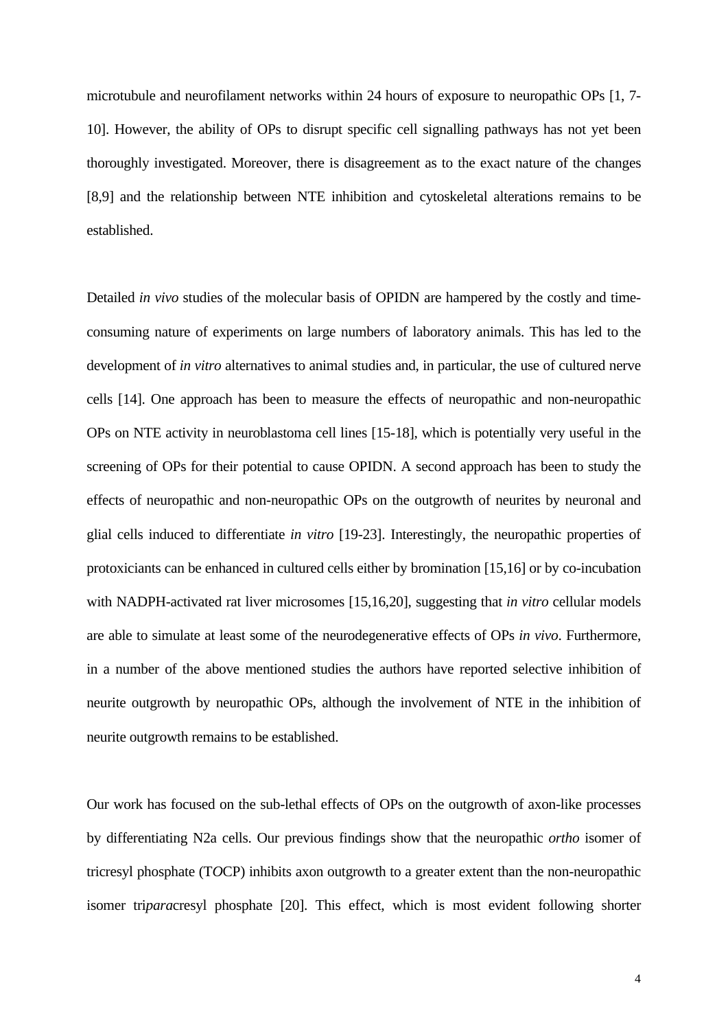microtubule and neurofilament networks within 24 hours of exposure to neuropathic OPs [1, 7-10]. However, the ability of OPs to disrupt specific cell signalling pathways has not yet been thoroughly investigated. Moreover, there is disagreement as to the exact nature of the changes [8,9] and the relationship between NTE inhibition and cytoskeletal alterations remains to be established.

Detailed *in vivo* studies of the molecular basis of OPIDN are hampered by the costly and time-consuming nature of experiments on large numbers of laboratory animals. This has led to the development of *in vitro* alternatives to animal studies and, in particular, the use of cultured nerve cells [14]. One approach has been to measure the effects of neuropathic and non-neuropathic OPs on NTE activity in neuroblastoma cell lines [15-18], which is potentially very useful in the screening of OPs for their potential to cause OPIDN. A second approach has been to study the effects of neuropathic and non-neuropathic OPs on the outgrowth of neurites by neuronal and glial cells induced to differentiate *in vitro* [19-23]. Interestingly, the neuropathic properties of protoxiciants can be enhanced in cultured cells either by bromination [15,16] or by co-incubation with NADPH-activated rat liver microsomes [15,16,20], suggesting that *in vitro* cellular models are able to simulate at least some of the neurodegenerative effects of OPs *in vivo*. Furthermore, in a number of the above mentioned studies the authors have reported selective inhibition of neurite outgrowth by neuropathic OPs, although the involvement of NTE in the inhibition of neurite outgrowth remains to be established.

Our work has focused on the sub-lethal effects of OPs on the outgrowth of axon-like processes by differentiating N2a cells. Our previous findings show that the neuropathic *ortho* isomer of tricresyl phosphate (T*O*CP) inhibits axon outgrowth to a greater extent than the non-neuropathic isomer tri*para*cresyl phosphate [20]. This effect, which is most evident following shorter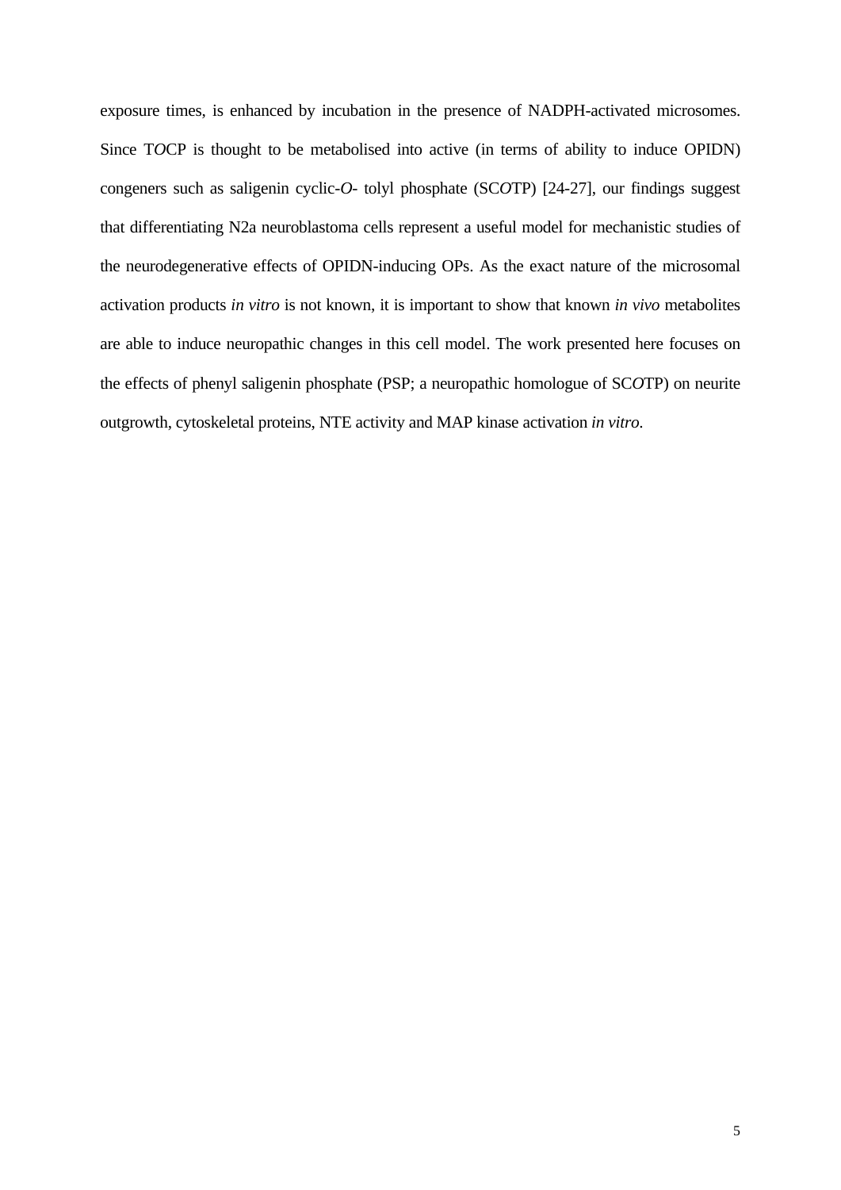exposure times, is enhanced by incubation in the presence of NADPH-activated microsomes. Since T*O*CP is thought to be metabolised into active (in terms of ability to induce OPIDN) congeners such as saligenin cyclic-*O*- tolyl phosphate (SC*O*TP) [24-27], our findings suggest that differentiating N2a neuroblastoma cells represent a useful model for mechanistic studies of the neurodegenerative effects of OPIDN-inducing OPs. As the exact nature of the microsomal activation products *in vitro* is not known, it is important to show that known *in vivo* metabolites are able to induce neuropathic changes in this cell model. The work presented here focuses on the effects of phenyl saligenin phosphate (PSP; a neuropathic homologue of SC*O*TP) on neurite outgrowth, cytoskeletal proteins, NTE activity and MAP kinase activation *in vitro*.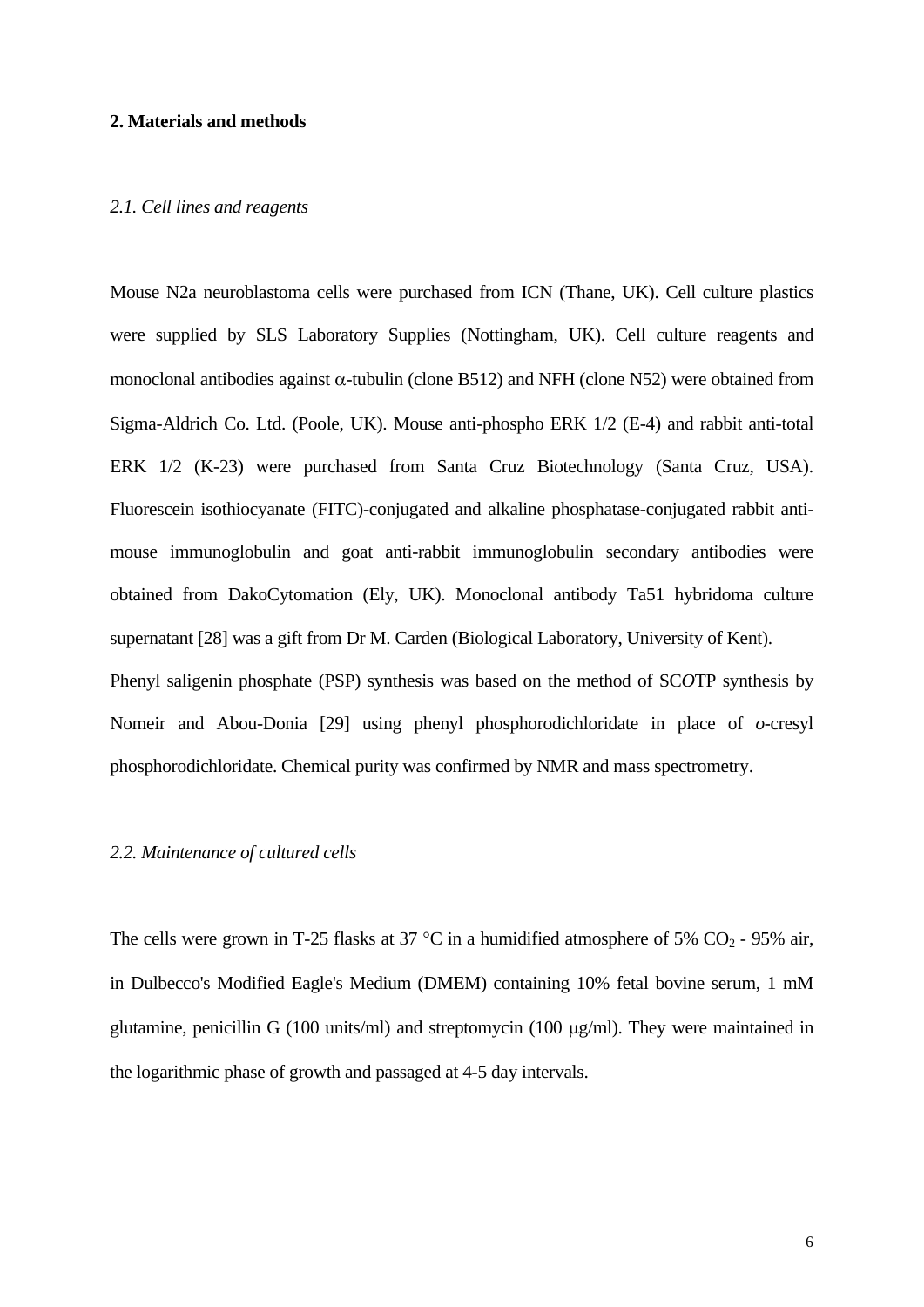## 2. Materials and methods

### *2.1. Cell lines and reagents*

Mouse N2a neuroblastoma cells were purchased from ICN (Thane, UK). Cell culture plastics were supplied by SLS Laboratory Supplies (Nottingham, UK). Cell culture reagents and monoclonal antibodies against $\alpha$-tubulin (clone B512) and NFH (clone N52) were obtained from Sigma-Aldrich Co. Ltd. (Poole, UK). Mouse anti-phospho ERK 1/2 (E-4) and rabbit anti-total ERK 1/2 (K-23) were purchased from Santa Cruz Biotechnology (Santa Cruz, USA). Fluorescein isothiocyanate (FITC)-conjugated and alkaline phosphatase-conjugated rabbit anti-mouse immunoglobulin and goat anti-rabbit immunoglobulin secondary antibodies were obtained from DakoCytomation (Ely, UK). Monoclonal antibody Ta51 hybridoma culture supernatant [28] was a gift from Dr M. Carden (Biological Laboratory, University of Kent).
Phenyl saligenin phosphate (PSP) synthesis was based on the method of SC*O*TP synthesis by Nomeir and Abou-Donia [29] using phenyl phosphorodichloridate in place of *o*-cresyl phosphorodichloridate. Chemical purity was confirmed by NMR and mass spectrometry.

### *2.2. Maintenance of cultured cells*

The cells were grown in T-25 flasks at 37 °C in a humidified atmosphere of 5% $CO_2$ - 95% air, in Dulbecco's Modified Eagle's Medium (DMEM) containing 10% fetal bovine serum, 1 mM glutamine, penicillin G (100 units/ml) and streptomycin (100 $\mu$g/ml). They were maintained in the logarithmic phase of growth and passaged at 4-5 day intervals.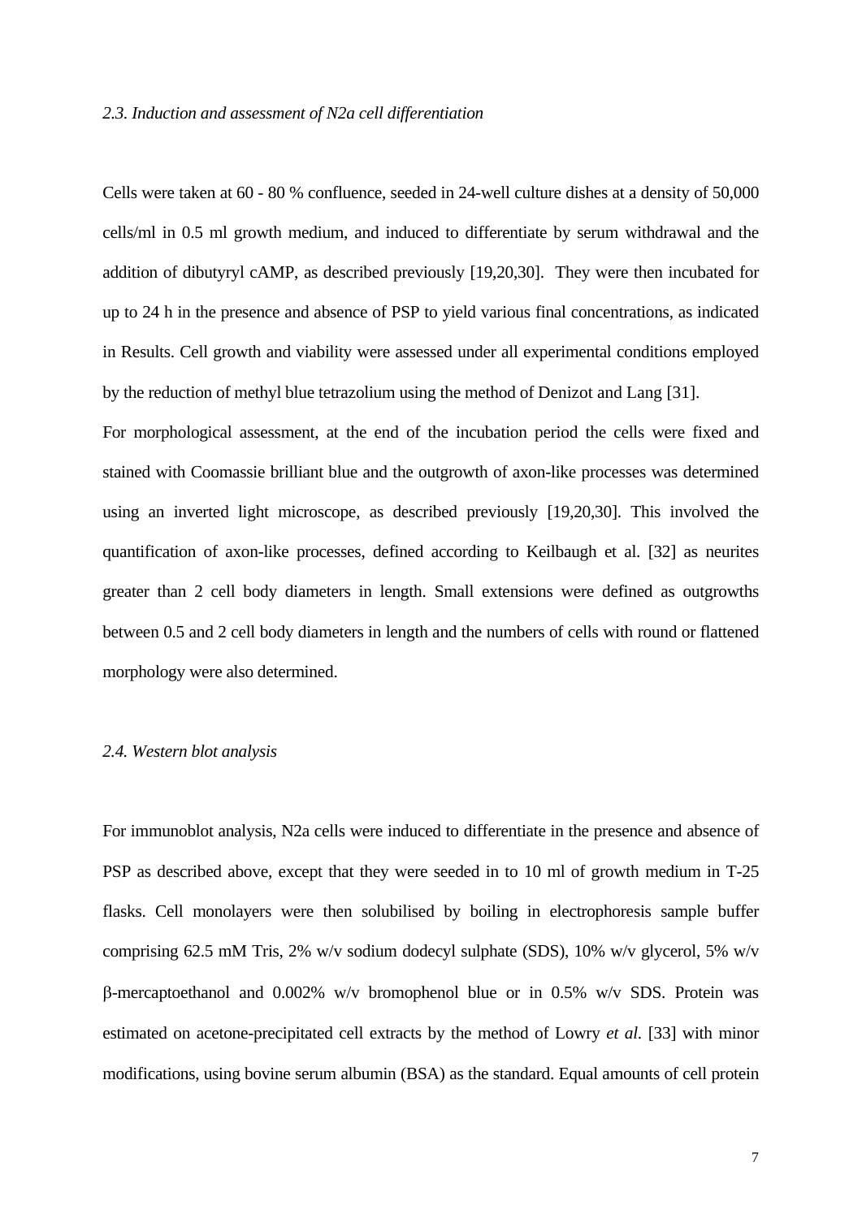*2.3. Induction and assessment of N2a cell differentiation*

Cells were taken at 60 - 80 % confluence, seeded in 24-well culture dishes at a density of 50,000 cells/ml in 0.5 ml growth medium, and induced to differentiate by serum withdrawal and the addition of dibutyryl cAMP, as described previously [19,20,30]. They were then incubated for up to 24 h in the presence and absence of PSP to yield various final concentrations, as indicated in Results. Cell growth and viability were assessed under all experimental conditions employed by the reduction of methyl blue tetrazolium using the method of Denizot and Lang [31].

For morphological assessment, at the end of the incubation period the cells were fixed and stained with Coomassie brilliant blue and the outgrowth of axon-like processes was determined using an inverted light microscope, as described previously [19,20,30]. This involved the quantification of axon-like processes, defined according to Keilbaugh et al. [32] as neurites greater than 2 cell body diameters in length. Small extensions were defined as outgrowths between 0.5 and 2 cell body diameters in length and the numbers of cells with round or flattened morphology were also determined.

*2.4. Western blot analysis*

For immunoblot analysis, N2a cells were induced to differentiate in the presence and absence of PSP as described above, except that they were seeded in to 10 ml of growth medium in T-25 flasks. Cell monolayers were then solubilised by boiling in electrophoresis sample buffer comprising 62.5 mM Tris, 2% w/v sodium dodecyl sulphate (SDS), 10% w/v glycerol, 5% w/v β-mercaptoethanol and 0.002% w/v bromophenol blue or in 0.5% w/v SDS. Protein was estimated on acetone-precipitated cell extracts by the method of Lowry *et al.* [33] with minor modifications, using bovine serum albumin (BSA) as the standard. Equal amounts of cell protein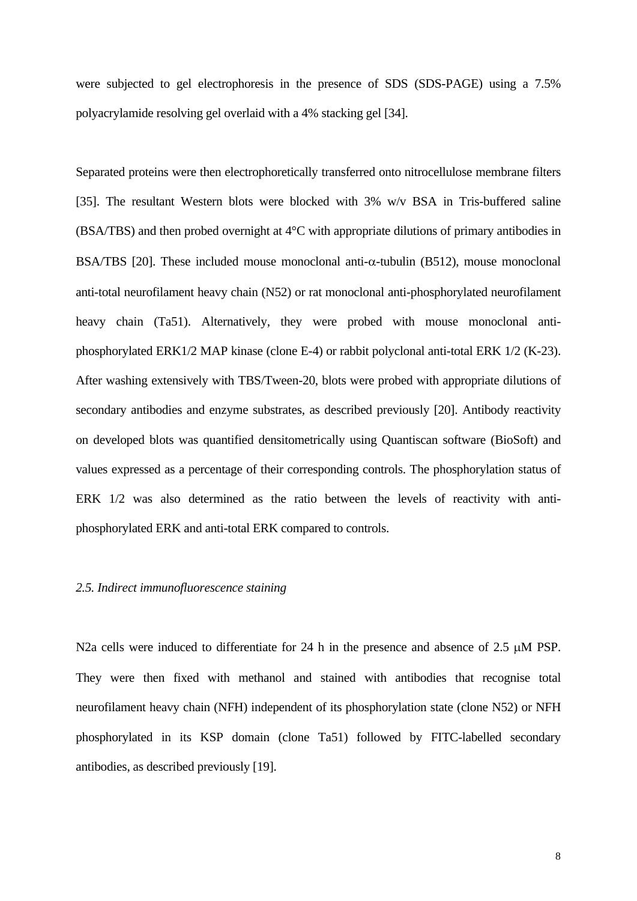were subjected to gel electrophoresis in the presence of SDS (SDS-PAGE) using a 7.5% polyacrylamide resolving gel overlaid with a 4% stacking gel [34].

Separated proteins were then electrophoretically transferred onto nitrocellulose membrane filters [35]. The resultant Western blots were blocked with 3% w/v BSA in Tris-buffered saline (BSA/TBS) and then probed overnight at 4°C with appropriate dilutions of primary antibodies in BSA/TBS [20]. These included mouse monoclonal anti-α-tubulin (B512), mouse monoclonal anti-total neurofilament heavy chain (N52) or rat monoclonal anti-phosphorylated neurofilament heavy chain (Ta51). Alternatively, they were probed with mouse monoclonal anti-phosphorylated ERK1/2 MAP kinase (clone E-4) or rabbit polyclonal anti-total ERK 1/2 (K-23). After washing extensively with TBS/Tween-20, blots were probed with appropriate dilutions of secondary antibodies and enzyme substrates, as described previously [20]. Antibody reactivity on developed blots was quantified densitometrically using Quantiscan software (BioSoft) and values expressed as a percentage of their corresponding controls. The phosphorylation status of ERK 1/2 was also determined as the ratio between the levels of reactivity with anti-phosphorylated ERK and anti-total ERK compared to controls.

*2.5. Indirect immunofluorescence staining*

N2a cells were induced to differentiate for 24 h in the presence and absence of 2.5 μM PSP. They were then fixed with methanol and stained with antibodies that recognise total neurofilament heavy chain (NFH) independent of its phosphorylation state (clone N52) or NFH phosphorylated in its KSP domain (clone Ta51) followed by FITC-labelled secondary antibodies, as described previously [19].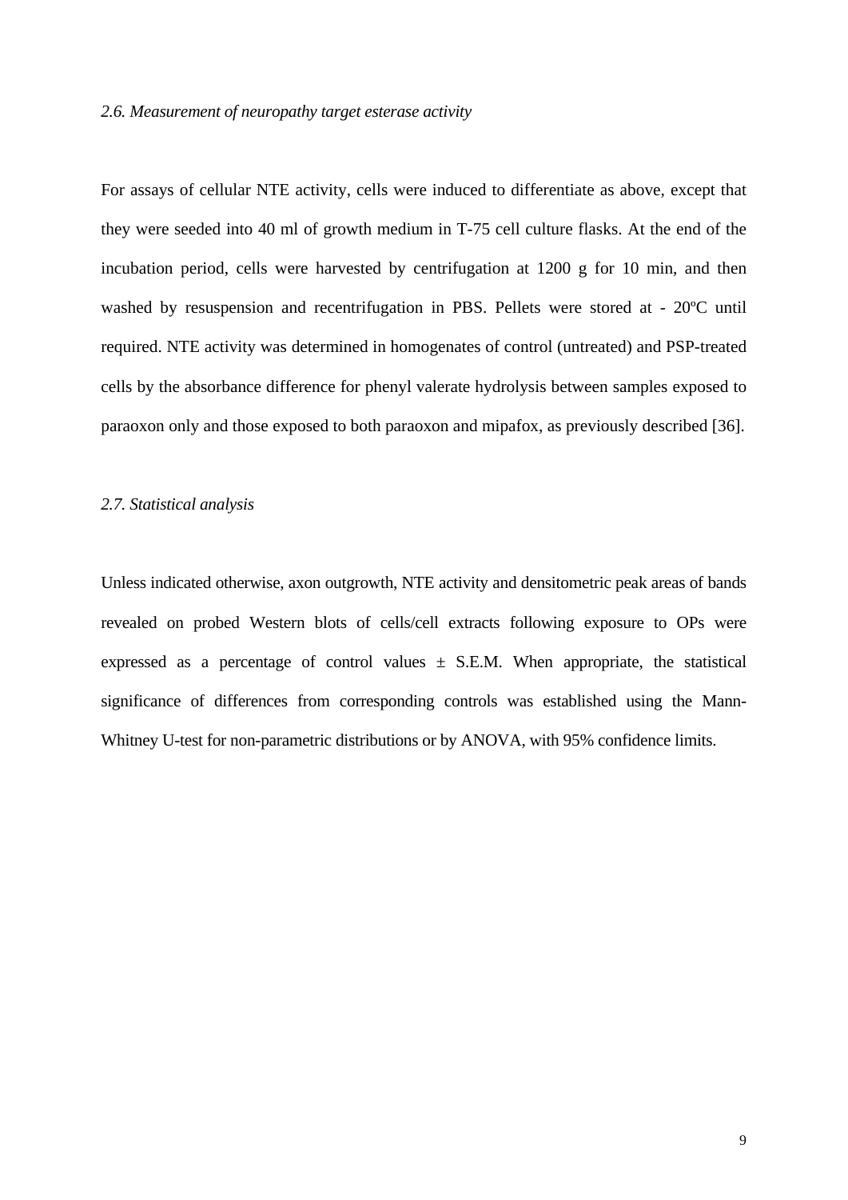### *2.6. Measurement of neuropathy target esterase activity*

For assays of cellular NTE activity, cells were induced to differentiate as above, except that they were seeded into 40 ml of growth medium in T-75 cell culture flasks. At the end of the incubation period, cells were harvested by centrifugation at 1200 g for 10 min, and then washed by resuspension and recentrifugation in PBS. Pellets were stored at - 20ºC until required. NTE activity was determined in homogenates of control (untreated) and PSP-treated cells by the absorbance difference for phenyl valerate hydrolysis between samples exposed to paraoxon only and those exposed to both paraoxon and mipafox, as previously described [36].

### *2.7. Statistical analysis*

Unless indicated otherwise, axon outgrowth, NTE activity and densitometric peak areas of bands revealed on probed Western blots of cells/cell extracts following exposure to OPs were expressed as a percentage of control values ± S.E.M. When appropriate, the statistical significance of differences from corresponding controls was established using the Mann-Whitney U-test for non-parametric distributions or by ANOVA, with 95% confidence limits.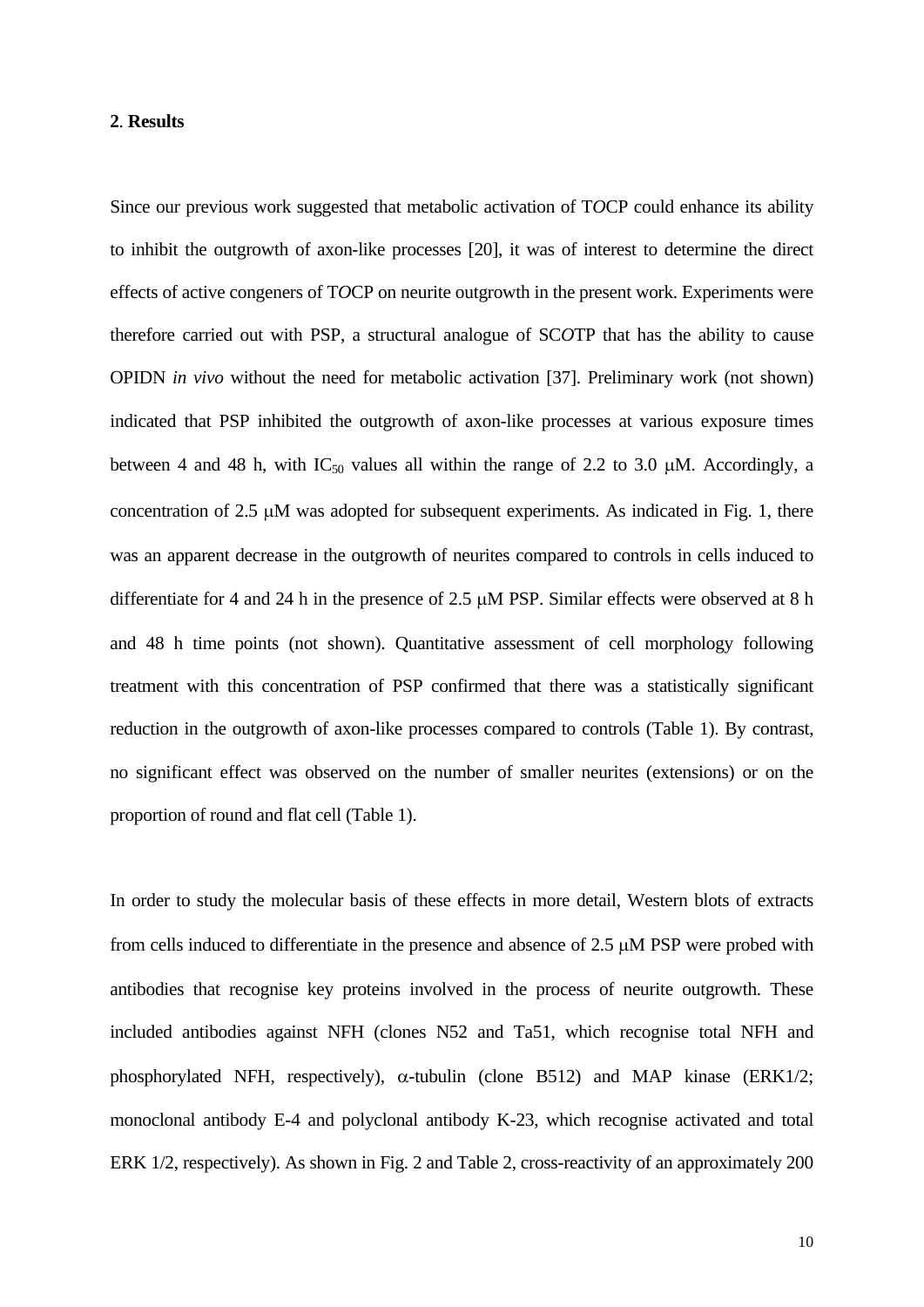## 2. Results

Since our previous work suggested that metabolic activation of T*O*CP could enhance its ability to inhibit the outgrowth of axon-like processes [20], it was of interest to determine the direct effects of active congeners of T*O*CP on neurite outgrowth in the present work. Experiments were therefore carried out with PSP, a structural analogue of SC*O*TP that has the ability to cause OPIDN *in vivo* without the need for metabolic activation [37]. Preliminary work (not shown) indicated that PSP inhibited the outgrowth of axon-like processes at various exposure times between 4 and 48 h, with $IC_{50}$ values all within the range of 2.2 to 3.0 μM. Accordingly, a concentration of 2.5 μM was adopted for subsequent experiments. As indicated in Fig. 1, there was an apparent decrease in the outgrowth of neurites compared to controls in cells induced to differentiate for 4 and 24 h in the presence of 2.5 μM PSP. Similar effects were observed at 8 h and 48 h time points (not shown). Quantitative assessment of cell morphology following treatment with this concentration of PSP confirmed that there was a statistically significant reduction in the outgrowth of axon-like processes compared to controls (Table 1). By contrast, no significant effect was observed on the number of smaller neurites (extensions) or on the proportion of round and flat cell (Table 1).

In order to study the molecular basis of these effects in more detail, Western blots of extracts from cells induced to differentiate in the presence and absence of 2.5 μM PSP were probed with antibodies that recognise key proteins involved in the process of neurite outgrowth. These included antibodies against NFH (clones N52 and Ta51, which recognise total NFH and phosphorylated NFH, respectively), α-tubulin (clone B512) and MAP kinase (ERK1/2; monoclonal antibody E-4 and polyclonal antibody K-23, which recognise activated and total ERK 1/2, respectively). As shown in Fig. 2 and Table 2, cross-reactivity of an approximately 200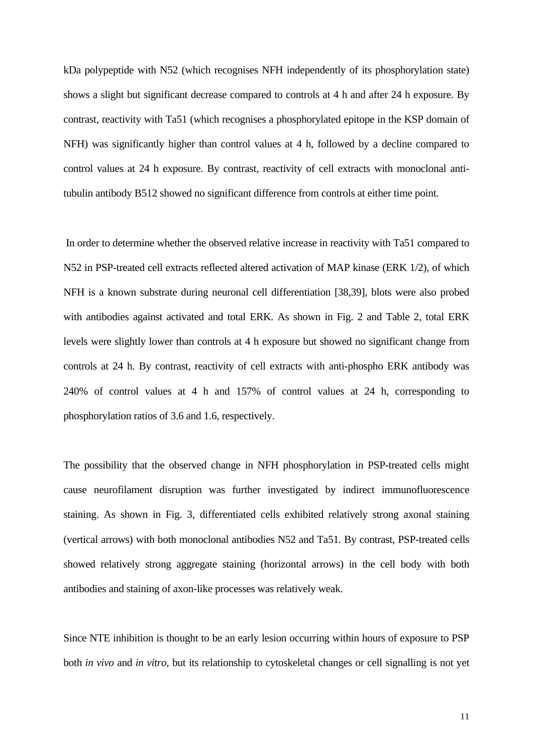kDa polypeptide with N52 (which recognises NFH independently of its phosphorylation state) shows a slight but significant decrease compared to controls at 4 h and after 24 h exposure. By contrast, reactivity with Ta51 (which recognises a phosphorylated epitope in the KSP domain of NFH) was significantly higher than control values at 4 h, followed by a decline compared to control values at 24 h exposure. By contrast, reactivity of cell extracts with monoclonal anti-tubulin antibody B512 showed no significant difference from controls at either time point.

In order to determine whether the observed relative increase in reactivity with Ta51 compared to N52 in PSP-treated cell extracts reflected altered activation of MAP kinase (ERK 1/2), of which NFH is a known substrate during neuronal cell differentiation [38,39], blots were also probed with antibodies against activated and total ERK. As shown in Fig. 2 and Table 2, total ERK levels were slightly lower than controls at 4 h exposure but showed no significant change from controls at 24 h. By contrast, reactivity of cell extracts with anti-phospho ERK antibody was 240% of control values at 4 h and 157% of control values at 24 h, corresponding to phosphorylation ratios of 3.6 and 1.6, respectively.

The possibility that the observed change in NFH phosphorylation in PSP-treated cells might cause neurofilament disruption was further investigated by indirect immunofluorescence staining. As shown in Fig. 3, differentiated cells exhibited relatively strong axonal staining (vertical arrows) with both monoclonal antibodies N52 and Ta51. By contrast, PSP-treated cells showed relatively strong aggregate staining (horizontal arrows) in the cell body with both antibodies and staining of axon-like processes was relatively weak.

Since NTE inhibition is thought to be an early lesion occurring within hours of exposure to PSP both *in vivo* and *in vitro*, but its relationship to cytoskeletal changes or cell signalling is not yet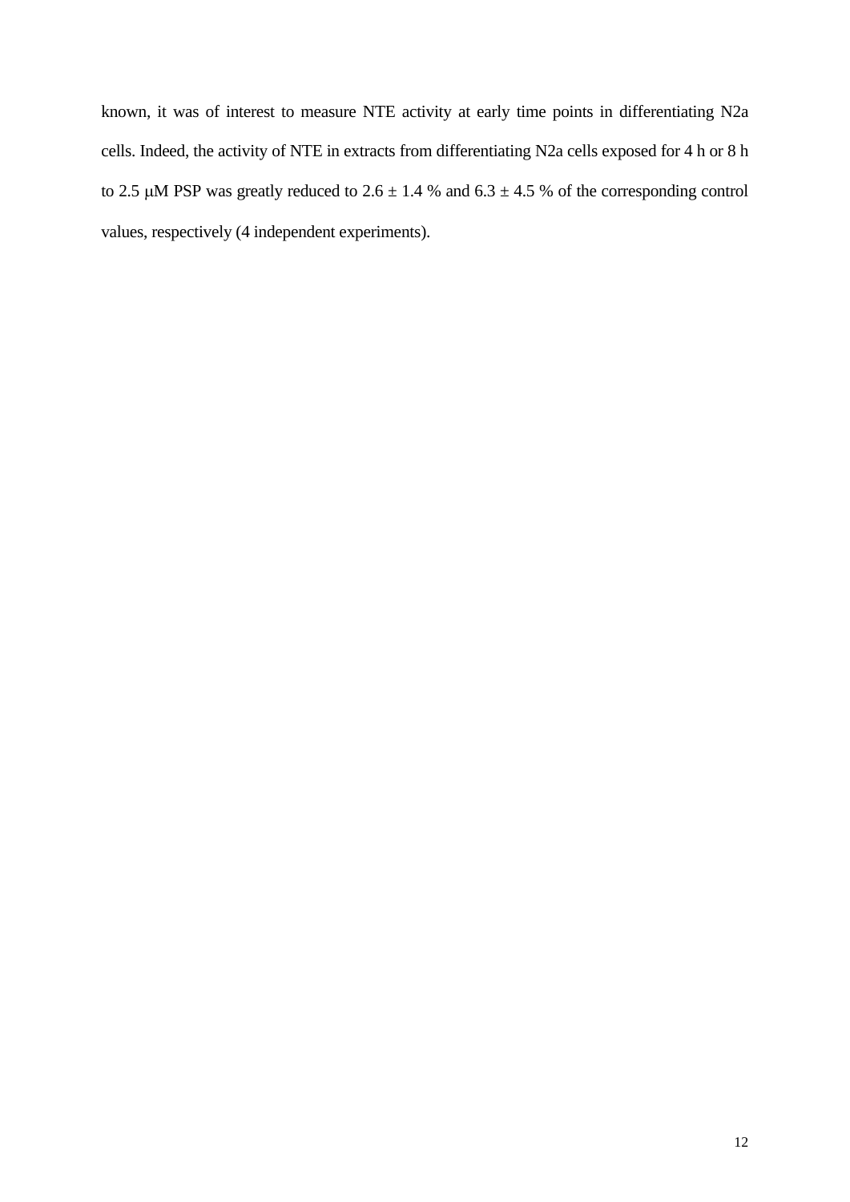known, it was of interest to measure NTE activity at early time points in differentiating N2a cells. Indeed, the activity of NTE in extracts from differentiating N2a cells exposed for 4 h or 8 h to 2.5 μM PSP was greatly reduced to $2.6 \pm 1.4$ % and $6.3 \pm 4.5$ % of the corresponding control values, respectively (4 independent experiments).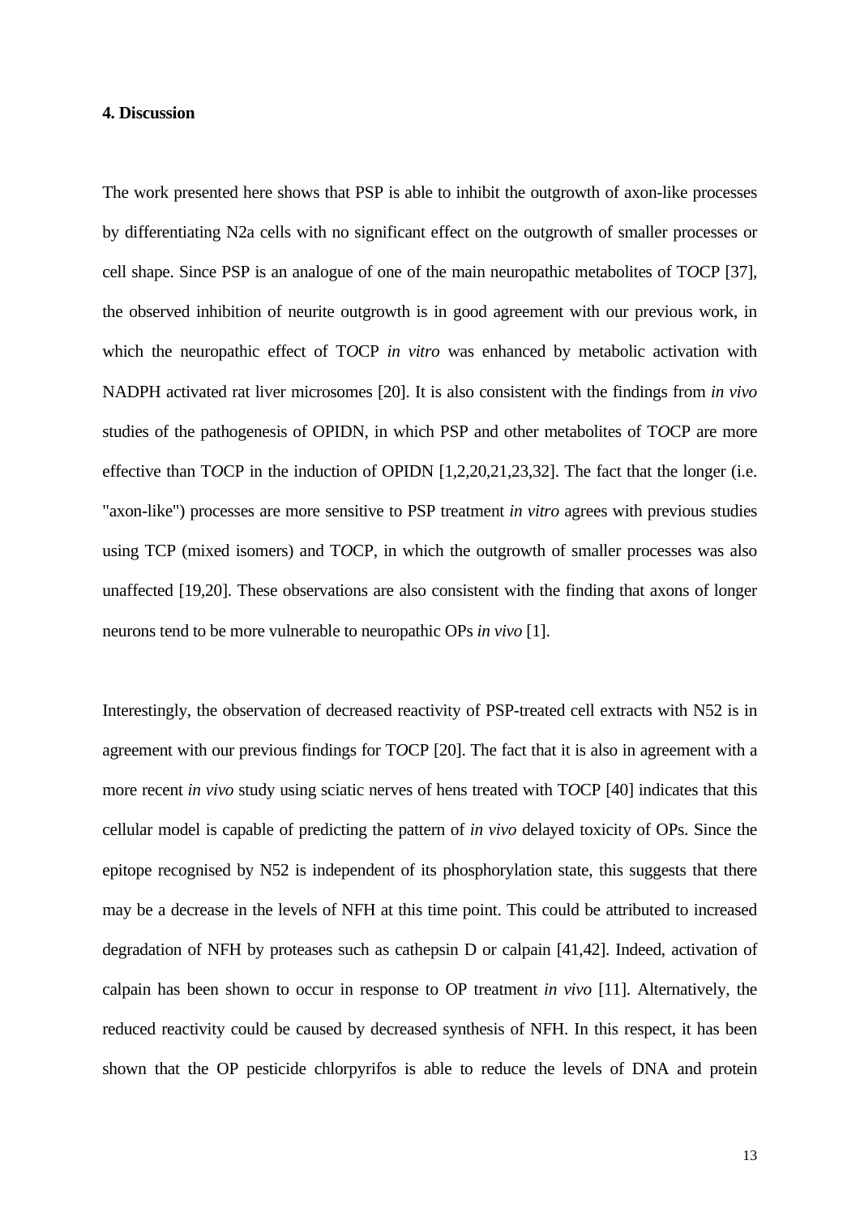### 4. Discussion

The work presented here shows that PSP is able to inhibit the outgrowth of axon-like processes by differentiating N2a cells with no significant effect on the outgrowth of smaller processes or cell shape. Since PSP is an analogue of one of the main neuropathic metabolites of T*O*CP [37], the observed inhibition of neurite outgrowth is in good agreement with our previous work, in which the neuropathic effect of T*O*CP *in vitro* was enhanced by metabolic activation with NADPH activated rat liver microsomes [20]. It is also consistent with the findings from *in vivo* studies of the pathogenesis of OPIDN, in which PSP and other metabolites of T*O*CP are more effective than T*O*CP in the induction of OPIDN [1,2,20,21,23,32]. The fact that the longer (i.e. "axon-like") processes are more sensitive to PSP treatment *in vitro* agrees with previous studies using TCP (mixed isomers) and T*O*CP, in which the outgrowth of smaller processes was also unaffected [19,20]. These observations are also consistent with the finding that axons of longer neurons tend to be more vulnerable to neuropathic OPs *in vivo* [1].

Interestingly, the observation of decreased reactivity of PSP-treated cell extracts with N52 is in agreement with our previous findings for T*O*CP [20]. The fact that it is also in agreement with a more recent *in vivo* study using sciatic nerves of hens treated with T*O*CP [40] indicates that this cellular model is capable of predicting the pattern of *in vivo* delayed toxicity of OPs. Since the epitope recognised by N52 is independent of its phosphorylation state, this suggests that there may be a decrease in the levels of NFH at this time point. This could be attributed to increased degradation of NFH by proteases such as cathepsin D or calpain [41,42]. Indeed, activation of calpain has been shown to occur in response to OP treatment *in vivo* [11]. Alternatively, the reduced reactivity could be caused by decreased synthesis of NFH. In this respect, it has been shown that the OP pesticide chlorpyrifos is able to reduce the levels of DNA and protein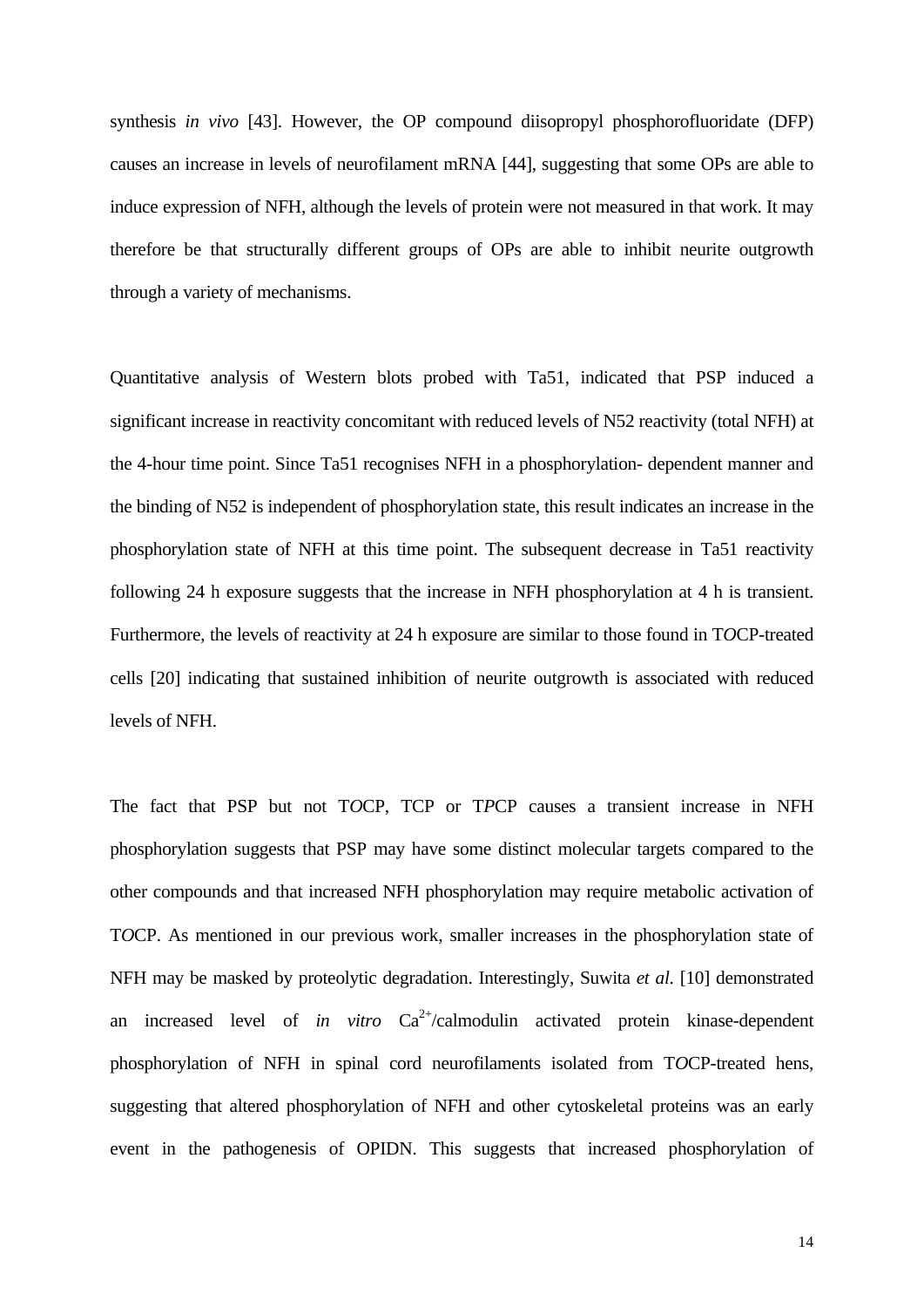synthesis *in vivo* [43]. However, the OP compound diisopropyl phosphorofluoridate (DFP) causes an increase in levels of neurofilament mRNA [44], suggesting that some OPs are able to induce expression of NFH, although the levels of protein were not measured in that work. It may therefore be that structurally different groups of OPs are able to inhibit neurite outgrowth through a variety of mechanisms.

Quantitative analysis of Western blots probed with Ta51, indicated that PSP induced a significant increase in reactivity concomitant with reduced levels of N52 reactivity (total NFH) at the 4-hour time point. Since Ta51 recognises NFH in a phosphorylation- dependent manner and the binding of N52 is independent of phosphorylation state, this result indicates an increase in the phosphorylation state of NFH at this time point. The subsequent decrease in Ta51 reactivity following 24 h exposure suggests that the increase in NFH phosphorylation at 4 h is transient. Furthermore, the levels of reactivity at 24 h exposure are similar to those found in T*O*CP-treated cells [20] indicating that sustained inhibition of neurite outgrowth is associated with reduced levels of NFH.

The fact that PSP but not T*O*CP, TCP or T*P*CP causes a transient increase in NFH phosphorylation suggests that PSP may have some distinct molecular targets compared to the other compounds and that increased NFH phosphorylation may require metabolic activation of T*O*CP. As mentioned in our previous work, smaller increases in the phosphorylation state of NFH may be masked by proteolytic degradation. Interestingly, Suwita *et al.* [10] demonstrated an increased level of *in vitro* $Ca^{2+}$/calmodulin activated protein kinase-dependent phosphorylation of NFH in spinal cord neurofilaments isolated from T*O*CP-treated hens, suggesting that altered phosphorylation of NFH and other cytoskeletal proteins was an early event in the pathogenesis of OPIDN. This suggests that increased phosphorylation of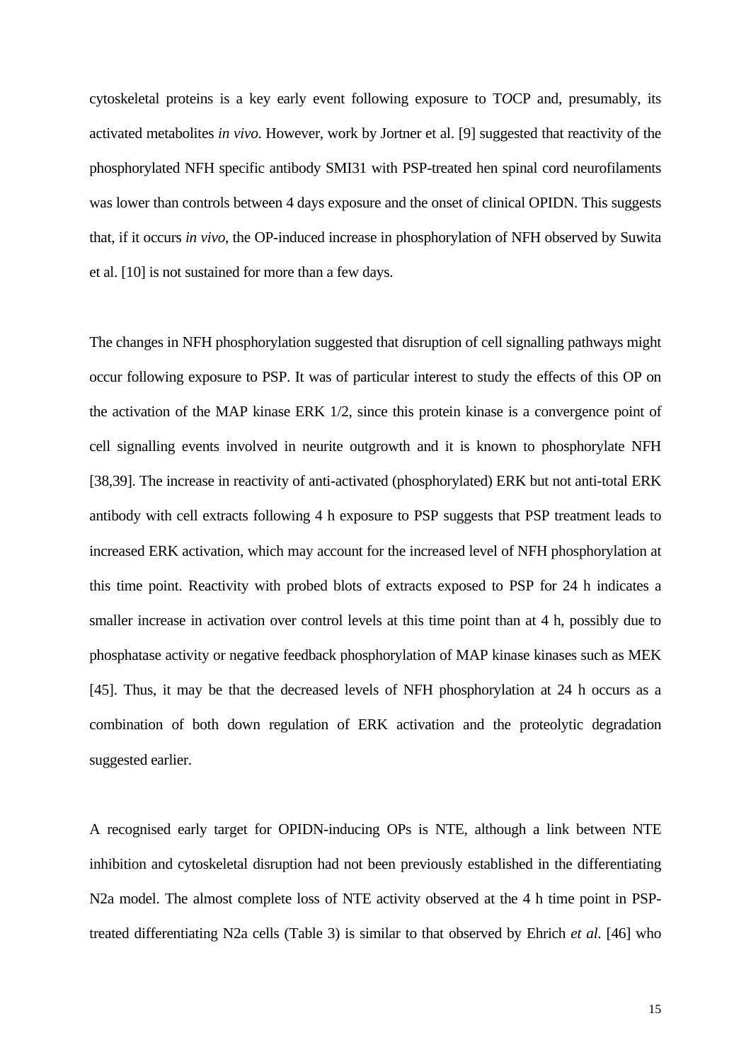cytoskeletal proteins is a key early event following exposure to T*O*CP and, presumably, its activated metabolites *in vivo*. However, work by Jortner et al. [9] suggested that reactivity of the phosphorylated NFH specific antibody SMI31 with PSP-treated hen spinal cord neurofilaments was lower than controls between 4 days exposure and the onset of clinical OPIDN. This suggests that, if it occurs *in vivo*, the OP-induced increase in phosphorylation of NFH observed by Suwita et al. [10] is not sustained for more than a few days.

The changes in NFH phosphorylation suggested that disruption of cell signalling pathways might occur following exposure to PSP. It was of particular interest to study the effects of this OP on the activation of the MAP kinase ERK 1/2, since this protein kinase is a convergence point of cell signalling events involved in neurite outgrowth and it is known to phosphorylate NFH [38,39]. The increase in reactivity of anti-activated (phosphorylated) ERK but not anti-total ERK antibody with cell extracts following 4 h exposure to PSP suggests that PSP treatment leads to increased ERK activation, which may account for the increased level of NFH phosphorylation at this time point. Reactivity with probed blots of extracts exposed to PSP for 24 h indicates a smaller increase in activation over control levels at this time point than at 4 h, possibly due to phosphatase activity or negative feedback phosphorylation of MAP kinase kinases such as MEK [45]. Thus, it may be that the decreased levels of NFH phosphorylation at 24 h occurs as a combination of both down regulation of ERK activation and the proteolytic degradation suggested earlier.

A recognised early target for OPIDN-inducing OPs is NTE, although a link between NTE inhibition and cytoskeletal disruption had not been previously established in the differentiating N2a model. The almost complete loss of NTE activity observed at the 4 h time point in PSP-treated differentiating N2a cells (Table 3) is similar to that observed by Ehrich *et al.* [46] who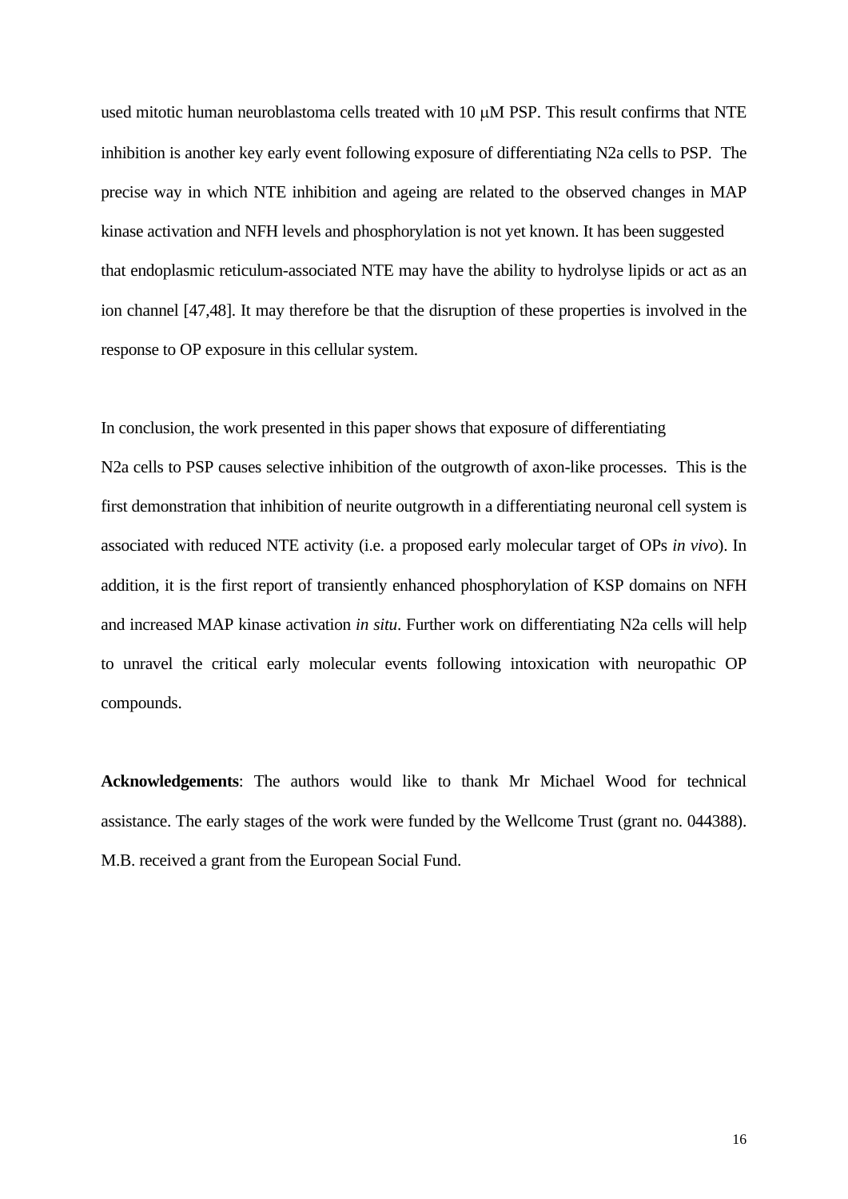used mitotic human neuroblastoma cells treated with 10 μM PSP. This result confirms that NTE inhibition is another key early event following exposure of differentiating N2a cells to PSP. The precise way in which NTE inhibition and ageing are related to the observed changes in MAP kinase activation and NFH levels and phosphorylation is not yet known. It has been suggested that endoplasmic reticulum-associated NTE may have the ability to hydrolyse lipids or act as an ion channel [47,48]. It may therefore be that the disruption of these properties is involved in the response to OP exposure in this cellular system.

In conclusion, the work presented in this paper shows that exposure of differentiating N2a cells to PSP causes selective inhibition of the outgrowth of axon-like processes. This is the first demonstration that inhibition of neurite outgrowth in a differentiating neuronal cell system is associated with reduced NTE activity (i.e. a proposed early molecular target of OPs *in vivo*). In addition, it is the first report of transiently enhanced phosphorylation of KSP domains on NFH and increased MAP kinase activation *in situ*. Further work on differentiating N2a cells will help to unravel the critical early molecular events following intoxication with neuropathic OP compounds.

**Acknowledgements**: The authors would like to thank Mr Michael Wood for technical assistance. The early stages of the work were funded by the Wellcome Trust (grant no. 044388). M.B. received a grant from the European Social Fund.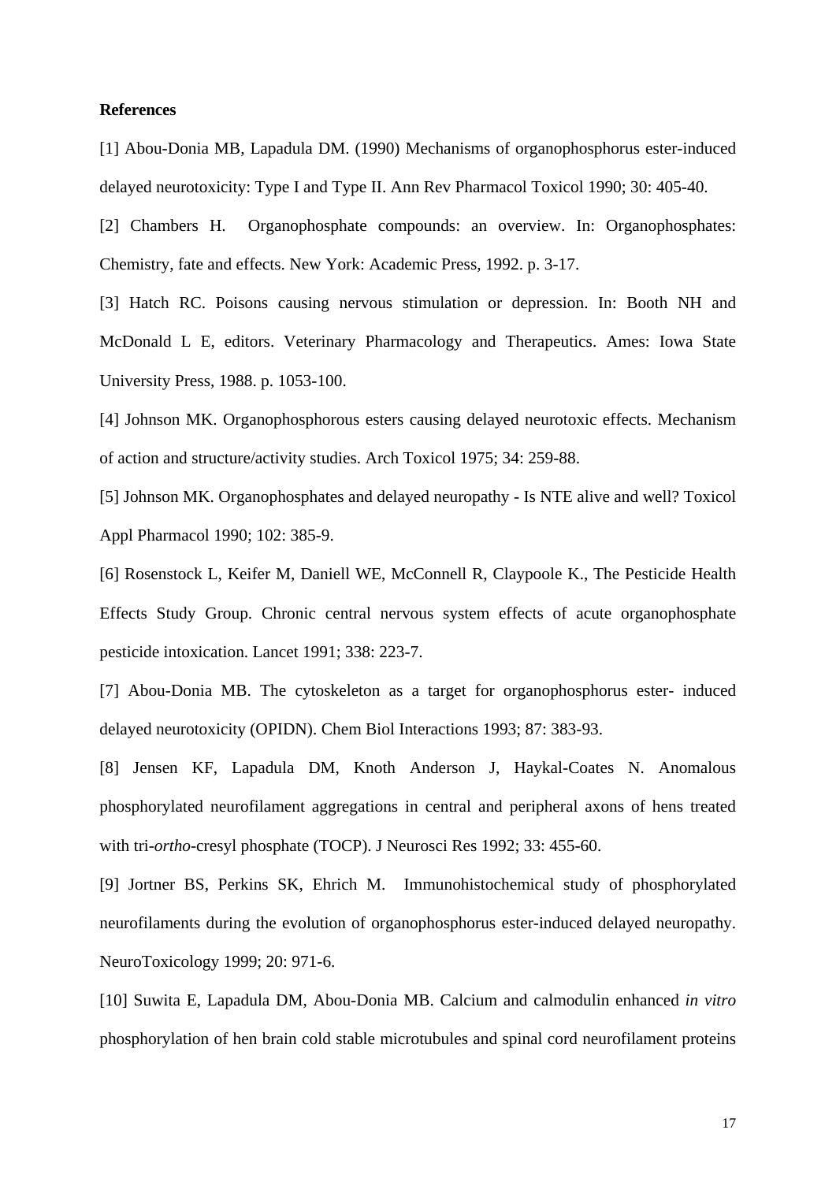**References**

[1] Abou-Donia MB, Lapadula DM. (1990) Mechanisms of organophosphorus ester-induced delayed neurotoxicity: Type I and Type II. Ann Rev Pharmacol Toxicol 1990; 30: 405-40.

[2] Chambers H. Organophosphate compounds: an overview. In: Organophosphates: Chemistry, fate and effects. New York: Academic Press, 1992. p. 3-17.

[3] Hatch RC. Poisons causing nervous stimulation or depression. In: Booth NH and McDonald L E, editors. Veterinary Pharmacology and Therapeutics. Ames: Iowa State University Press, 1988. p. 1053-100.

[4] Johnson MK. Organophosphorous esters causing delayed neurotoxic effects. Mechanism of action and structure/activity studies. Arch Toxicol 1975; 34: 259-88.

[5] Johnson MK. Organophosphates and delayed neuropathy - Is NTE alive and well? Toxicol Appl Pharmacol 1990; 102: 385-9.

[6] Rosenstock L, Keifer M, Daniell WE, McConnell R, Claypoole K., The Pesticide Health Effects Study Group. Chronic central nervous system effects of acute organophosphate pesticide intoxication. Lancet 1991; 338: 223-7.

[7] Abou-Donia MB. The cytoskeleton as a target for organophosphorus ester- induced delayed neurotoxicity (OPIDN). Chem Biol Interactions 1993; 87: 383-93.

[8] Jensen KF, Lapadula DM, Knoth Anderson J, Haykal-Coates N. Anomalous phosphorylated neurofilament aggregations in central and peripheral axons of hens treated with tri-*ortho*-cresyl phosphate (TOCP). J Neurosci Res 1992; 33: 455-60.

[9] Jortner BS, Perkins SK, Ehrich M. Immunohistochemical study of phosphorylated neurofilaments during the evolution of organophosphorus ester-induced delayed neuropathy. NeuroToxicology 1999; 20: 971-6.

[10] Suwita E, Lapadula DM, Abou-Donia MB. Calcium and calmodulin enhanced *in vitro* phosphorylation of hen brain cold stable microtubules and spinal cord neurofilament proteins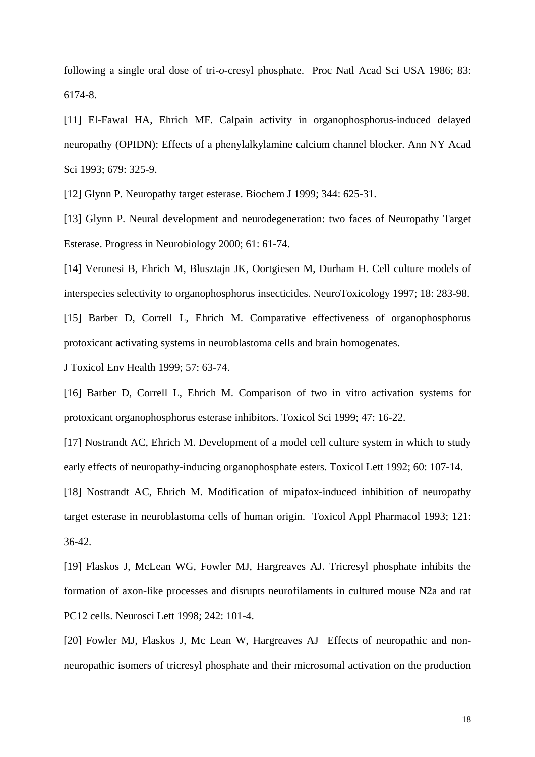following a single oral dose of tri-*o*-cresyl phosphate. Proc Natl Acad Sci USA 1986; 83: 6174-8.

[11] El-Fawal HA, Ehrich MF. Calpain activity in organophosphorus-induced delayed neuropathy (OPIDN): Effects of a phenylalkylamine calcium channel blocker. Ann NY Acad Sci 1993; 679: 325-9.

[12] Glynn P. Neuropathy target esterase. Biochem J 1999; 344: 625-31.

[13] Glynn P. Neural development and neurodegeneration: two faces of Neuropathy Target Esterase. Progress in Neurobiology 2000; 61: 61-74.

[14] Veronesi B, Ehrich M, Blusztajn JK, Oortgiesen M, Durham H. Cell culture models of interspecies selectivity to organophosphorus insecticides. NeuroToxicology 1997; 18: 283-98.

[15] Barber D, Correll L, Ehrich M. Comparative effectiveness of organophosphorus protoxicant activating systems in neuroblastoma cells and brain homogenates. J Toxicol Env Health 1999; 57: 63-74.

[16] Barber D, Correll L, Ehrich M. Comparison of two in vitro activation systems for protoxicant organophosphorus esterase inhibitors. Toxicol Sci 1999; 47: 16-22.

[17] Nostrandt AC, Ehrich M. Development of a model cell culture system in which to study early effects of neuropathy-inducing organophosphate esters. Toxicol Lett 1992; 60: 107-14.

[18] Nostrandt AC, Ehrich M. Modification of mipafox-induced inhibition of neuropathy target esterase in neuroblastoma cells of human origin. Toxicol Appl Pharmacol 1993; 121: 36-42.

[19] Flaskos J, McLean WG, Fowler MJ, Hargreaves AJ. Tricresyl phosphate inhibits the formation of axon-like processes and disrupts neurofilaments in cultured mouse N2a and rat PC12 cells. Neurosci Lett 1998; 242: 101-4.

[20] Fowler MJ, Flaskos J, Mc Lean W, Hargreaves AJ Effects of neuropathic and non-neuropathic isomers of tricresyl phosphate and their microsomal activation on the production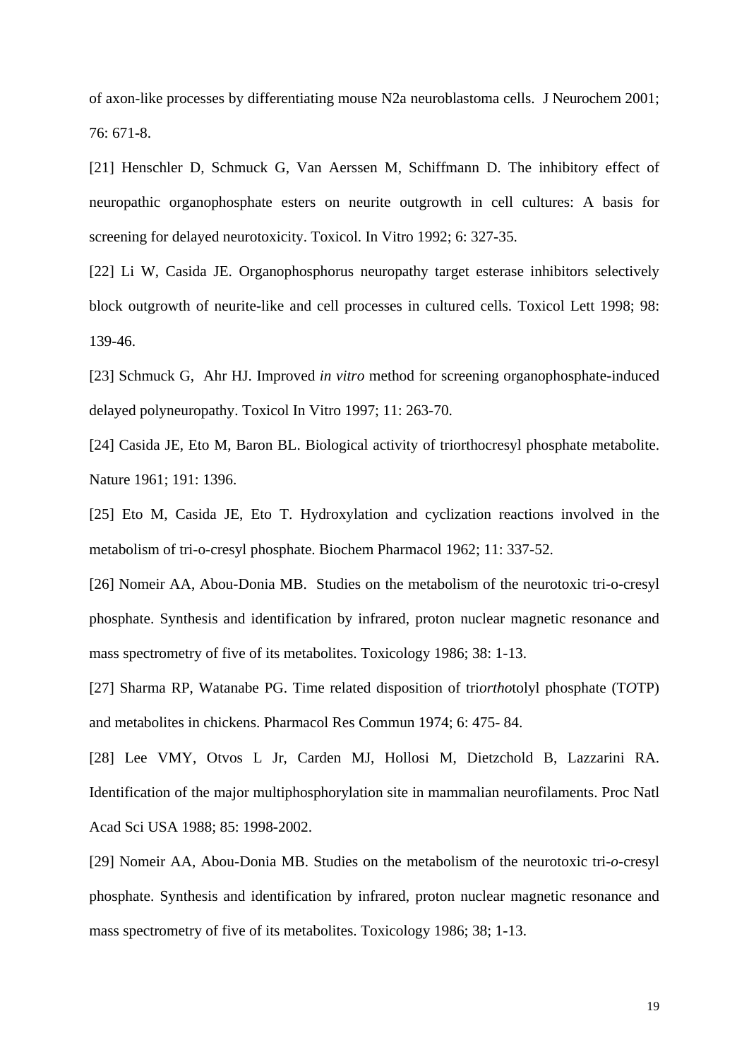of axon-like processes by differentiating mouse N2a neuroblastoma cells. J Neurochem 2001; 76: 671-8.

[21] Henschler D, Schmuck G, Van Aerssen M, Schiffmann D. The inhibitory effect of neuropathic organophosphate esters on neurite outgrowth in cell cultures: A basis for screening for delayed neurotoxicity. Toxicol. In Vitro 1992; 6: 327-35.

[22] Li W, Casida JE. Organophosphorus neuropathy target esterase inhibitors selectively block outgrowth of neurite-like and cell processes in cultured cells. Toxicol Lett 1998; 98: 139-46.

[23] Schmuck G, Ahr HJ. Improved *in vitro* method for screening organophosphate-induced delayed polyneuropathy. Toxicol In Vitro 1997; 11: 263-70.

[24] Casida JE, Eto M, Baron BL. Biological activity of triorthocresyl phosphate metabolite. Nature 1961; 191: 1396.

[25] Eto M, Casida JE, Eto T. Hydroxylation and cyclization reactions involved in the metabolism of tri-o-cresyl phosphate. Biochem Pharmacol 1962; 11: 337-52.

[26] Nomeir AA, Abou-Donia MB. Studies on the metabolism of the neurotoxic tri-o-cresyl phosphate. Synthesis and identification by infrared, proton nuclear magnetic resonance and mass spectrometry of five of its metabolites. Toxicology 1986; 38: 1-13.

[27] Sharma RP, Watanabe PG. Time related disposition of tri*ortho*tolyl phosphate (T*O*TP) and metabolites in chickens. Pharmacol Res Commun 1974; 6: 475- 84.

[28] Lee VMY, Otvos L Jr, Carden MJ, Hollosi M, Dietzchold B, Lazzarini RA. Identification of the major multiphosphorylation site in mammalian neurofilaments. Proc Natl Acad Sci USA 1988; 85: 1998-2002.

[29] Nomeir AA, Abou-Donia MB. Studies on the metabolism of the neurotoxic tri-*o*-cresyl phosphate. Synthesis and identification by infrared, proton nuclear magnetic resonance and mass spectrometry of five of its metabolites. Toxicology 1986; 38; 1-13.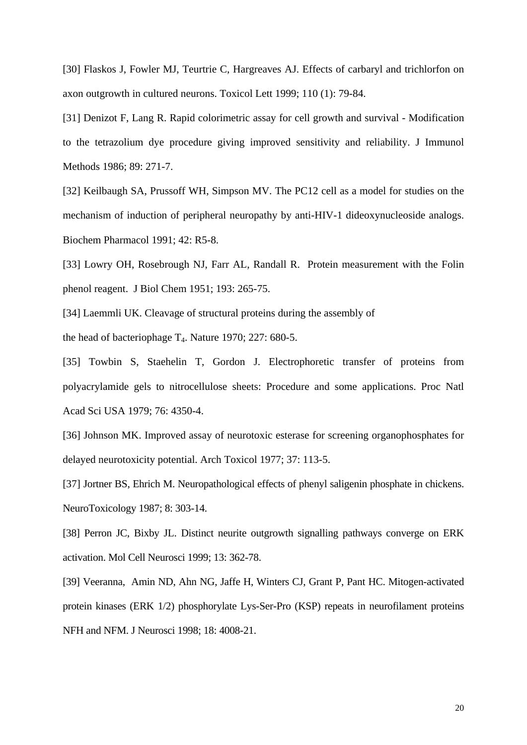[30] Flaskos J, Fowler MJ, Teurtrie C, Hargreaves AJ. Effects of carbaryl and trichlorfon on axon outgrowth in cultured neurons. Toxicol Lett 1999; 110 (1): 79-84.

[31] Denizot F, Lang R. Rapid colorimetric assay for cell growth and survival - Modification to the tetrazolium dye procedure giving improved sensitivity and reliability. J Immunol Methods 1986; 89: 271-7.

[32] Keilbaugh SA, Prussoff WH, Simpson MV. The PC12 cell as a model for studies on the mechanism of induction of peripheral neuropathy by anti-HIV-1 dideoxynucleoside analogs. Biochem Pharmacol 1991; 42: R5-8.

[33] Lowry OH, Rosebrough NJ, Farr AL, Randall R. Protein measurement with the Folin phenol reagent. J Biol Chem 1951; 193: 265-75.

[34] Laemmli UK. Cleavage of structural proteins during the assembly of the head of bacteriophage $T_4$. Nature 1970; 227: 680-5.

[35] Towbin S, Staehelin T, Gordon J. Electrophoretic transfer of proteins from polyacrylamide gels to nitrocellulose sheets: Procedure and some applications. Proc Natl Acad Sci USA 1979; 76: 4350-4.

[36] Johnson MK. Improved assay of neurotoxic esterase for screening organophosphates for delayed neurotoxicity potential. Arch Toxicol 1977; 37: 113-5.

[37] Jortner BS, Ehrich M. Neuropathological effects of phenyl saligenin phosphate in chickens. NeuroToxicology 1987; 8: 303-14.

[38] Perron JC, Bixby JL. Distinct neurite outgrowth signalling pathways converge on ERK activation. Mol Cell Neurosci 1999; 13: 362-78.

[39] Veeranna, Amin ND, Ahn NG, Jaffe H, Winters CJ, Grant P, Pant HC. Mitogen-activated protein kinases (ERK 1/2) phosphorylate Lys-Ser-Pro (KSP) repeats in neurofilament proteins NFH and NFM. J Neurosci 1998; 18: 4008-21.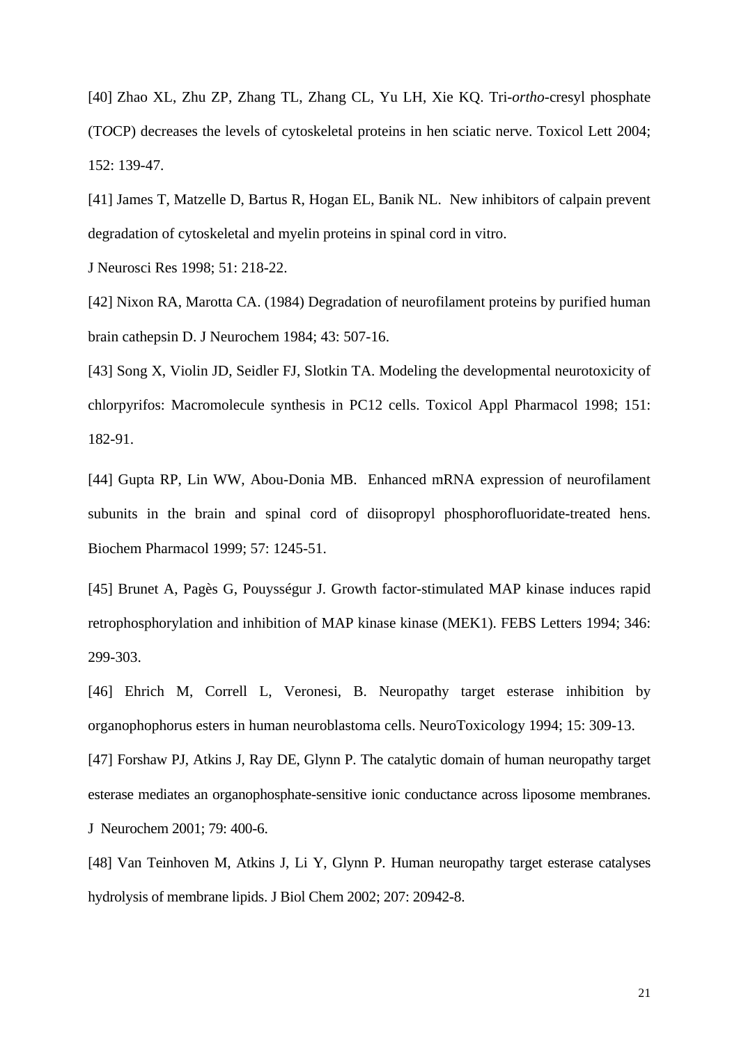[40] Zhao XL, Zhu ZP, Zhang TL, Zhang CL, Yu LH, Xie KQ. Tri-*ortho*-cresyl phosphate (T*O*CP) decreases the levels of cytoskeletal proteins in hen sciatic nerve. Toxicol Lett 2004; 152: 139-47.

[41] James T, Matzelle D, Bartus R, Hogan EL, Banik NL. New inhibitors of calpain prevent degradation of cytoskeletal and myelin proteins in spinal cord in vitro.
J Neurosci Res 1998; 51: 218-22.

[42] Nixon RA, Marotta CA. (1984) Degradation of neurofilament proteins by purified human brain cathepsin D. J Neurochem 1984; 43: 507-16.

[43] Song X, Violin JD, Seidler FJ, Slotkin TA. Modeling the developmental neurotoxicity of chlorpyrifos: Macromolecule synthesis in PC12 cells. Toxicol Appl Pharmacol 1998; 151: 182-91.

[44] Gupta RP, Lin WW, Abou-Donia MB. Enhanced mRNA expression of neurofilament subunits in the brain and spinal cord of diisopropyl phosphorofluoridate-treated hens. Biochem Pharmacol 1999; 57: 1245-51.

[45] Brunet A, Pagès G, Pouysségur J. Growth factor-stimulated MAP kinase induces rapid retrophosphorylation and inhibition of MAP kinase kinase (MEK1). FEBS Letters 1994; 346: 299-303.

[46] Ehrich M, Correll L, Veronesi, B. Neuropathy target esterase inhibition by organophophorus esters in human neuroblastoma cells. NeuroToxicology 1994; 15: 309-13.

[47] Forshaw PJ, Atkins J, Ray DE, Glynn P. The catalytic domain of human neuropathy target esterase mediates an organophosphate-sensitive ionic conductance across liposome membranes. J Neurochem 2001; 79: 400-6.

[48] Van Teinhoven M, Atkins J, Li Y, Glynn P. Human neuropathy target esterase catalyses hydrolysis of membrane lipids. J Biol Chem 2002; 207: 20942-8.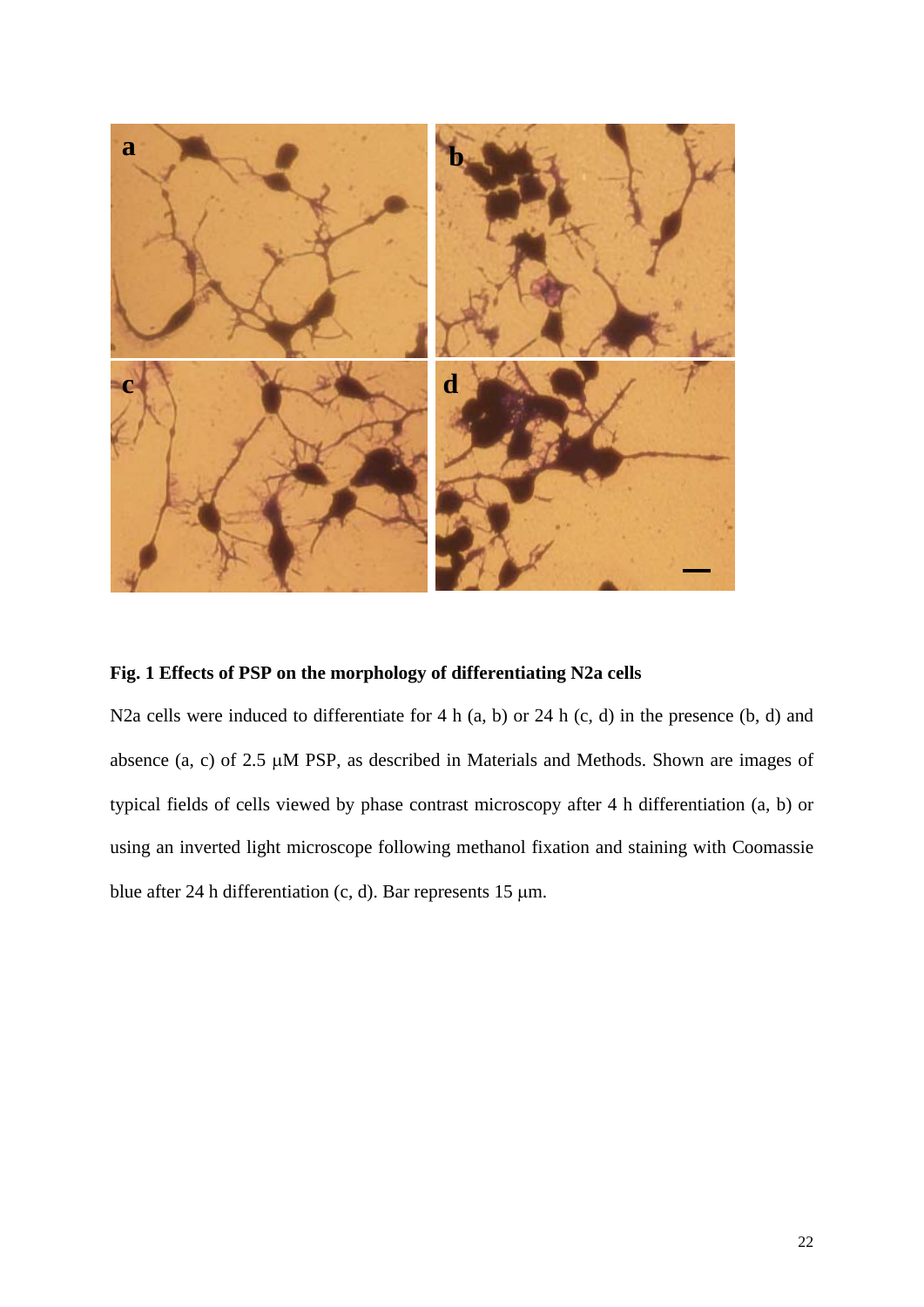**Fig. 1 Effects of PSP on the morphology of differentiating N2a cells**

N2a cells were induced to differentiate for 4 h (a, b) or 24 h (c, d) in the presence (b, d) and absence (a, c) of 2.5 μM PSP, as described in Materials and Methods. Shown are images of typical fields of cells viewed by phase contrast microscopy after 4 h differentiation (a, b) or using an inverted light microscope following methanol fixation and staining with Coomassie blue after 24 h differentiation (c, d). Bar represents 15 μm.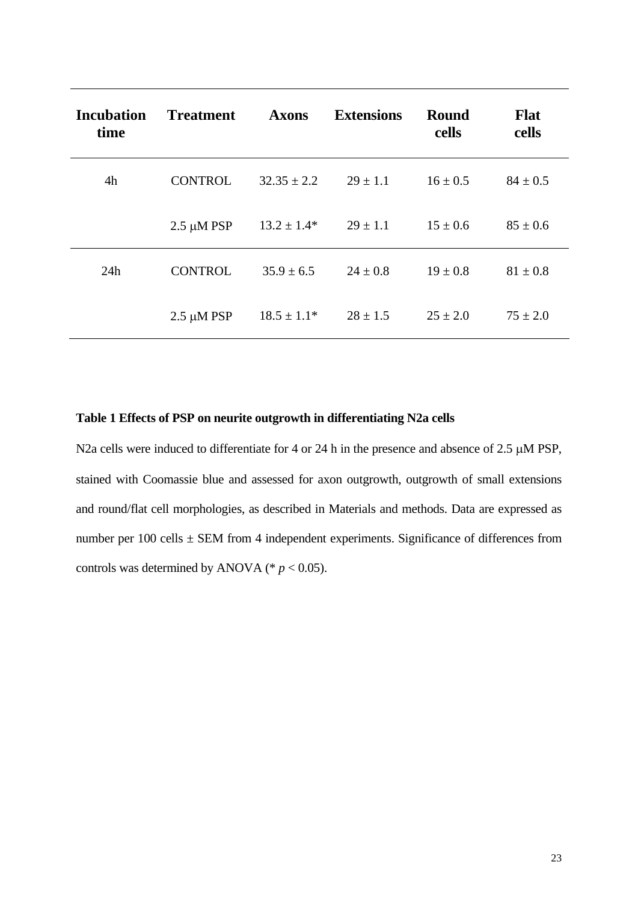| Incubation time | Treatment | Axons | Extensions | Round cells | Flat cells |
|---|---|---|---|---|---|
| 4h | CONTROL | 32.35 ± 2.2 | 29 ± 1.1 | 16 ± 0.5 | 84 ± 0.5 |
| | 2.5 μM PSP | 13.2 ± 1.4* | 29 ± 1.1 | 15 ± 0.6 | 85 ± 0.6 |
| 24h | CONTROL | 35.9 ± 6.5 | 24 ± 0.8 | 19 ± 0.8 | 81 ± 0.8 |
| | 2.5 μM PSP | 18.5 ± 1.1* | 28 ± 1.5 | 25 ± 2.0 | 75 ± 2.0 |

**Table 1 Effects of PSP on neurite outgrowth in differentiating N2a cells**

N2a cells were induced to differentiate for 4 or 24 h in the presence and absence of 2.5 μM PSP, stained with Coomassie blue and assessed for axon outgrowth, outgrowth of small extensions and round/flat cell morphologies, as described in Materials and methods. Data are expressed as number per 100 cells ± SEM from 4 independent experiments. Significance of differences from controls was determined by ANOVA (* $p < 0.05$).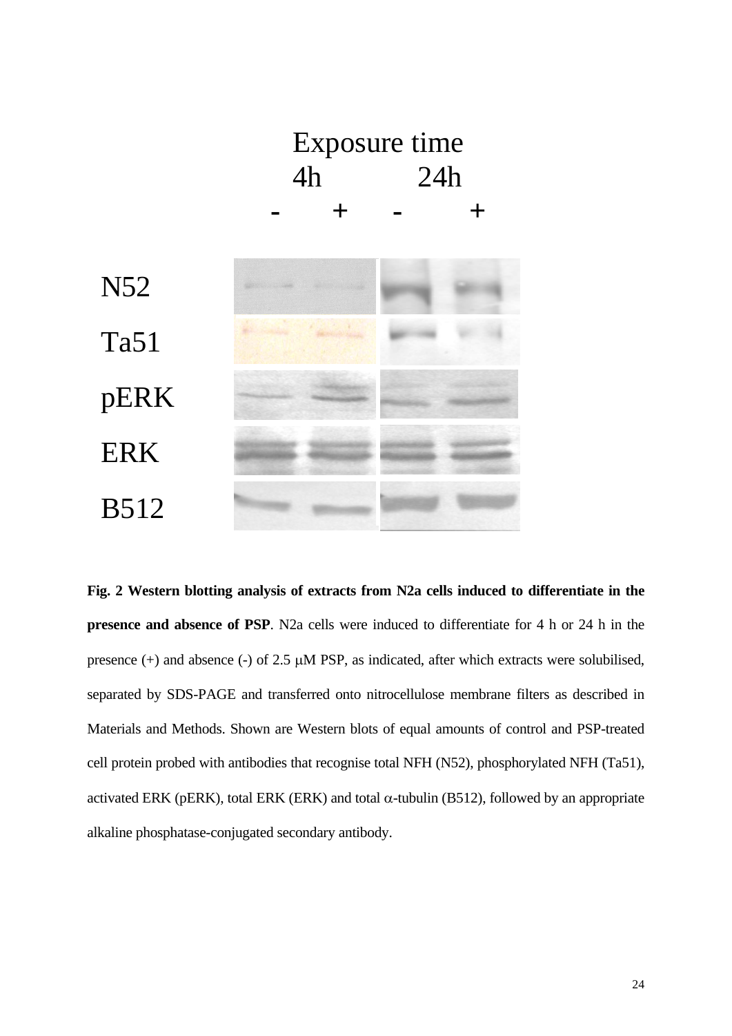Exposure time

4h 24h

\- + - +

N52

Ta51

pERK

ERK

B512

**Fig. 2 Western blotting analysis of extracts from N2a cells induced to differentiate in the presence and absence of PSP**. N2a cells were induced to differentiate for 4 h or 24 h in the presence (+) and absence (-) of 2.5 μM PSP, as indicated, after which extracts were solubilised, separated by SDS-PAGE and transferred onto nitrocellulose membrane filters as described in Materials and Methods. Shown are Western blots of equal amounts of control and PSP-treated cell protein probed with antibodies that recognise total NFH (N52), phosphorylated NFH (Ta51), activated ERK (pERK), total ERK (ERK) and total α-tubulin (B512), followed by an appropriate alkaline phosphatase-conjugated secondary antibody.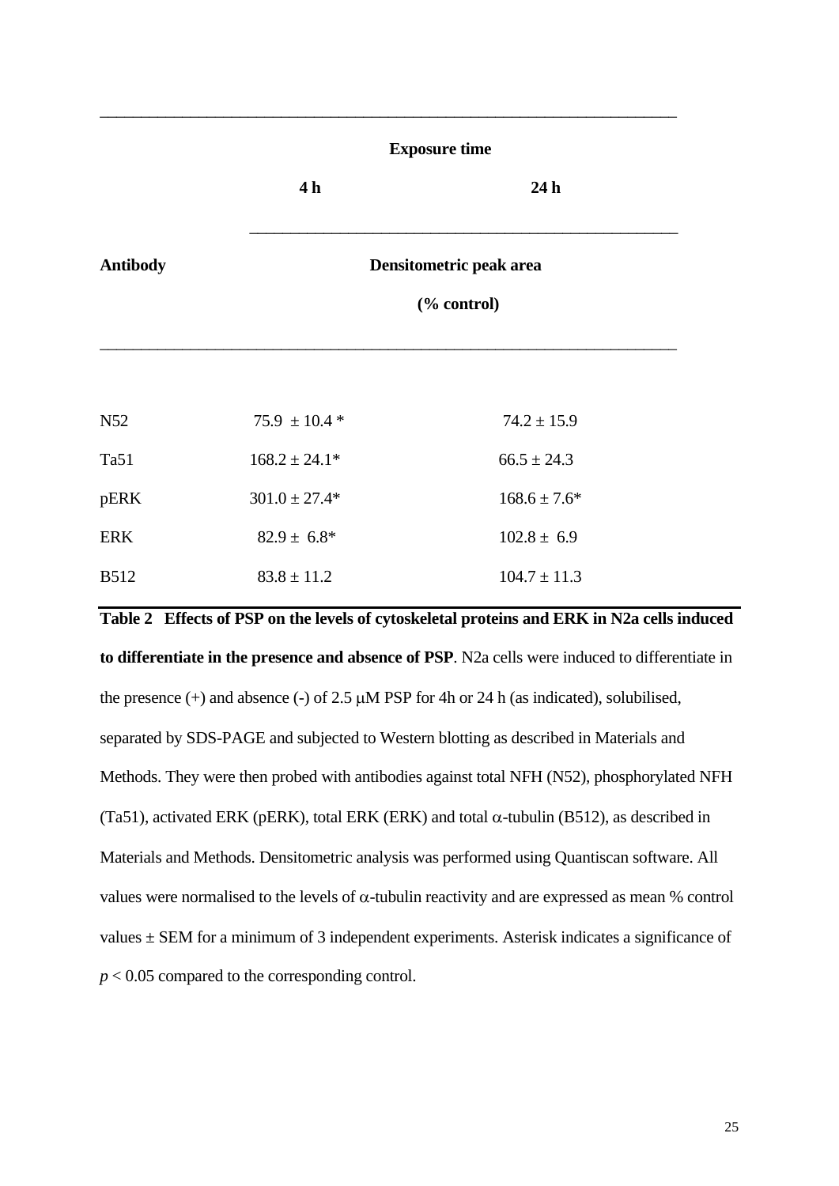| Antibody | Exposure time: 4 h | Exposure time: 24 h |
|---|---|---|
| | Densitometric peak area (% control) | |
| N52 | 75.9 ± 10.4 * | 74.2 ± 15.9 |
| Ta51 | 168.2 ± 24.1* | 66.5 ± 24.3 |
| pERK | 301.0 ± 27.4* | 168.6 ± 7.6* |
| ERK | 82.9 ± 6.8* | 102.8 ± 6.9 |
| B512 | 83.8 ± 11.2 | 104.7 ± 11.3 |

**Table 2 Effects of PSP on the levels of cytoskeletal proteins and ERK in N2a cells induced to differentiate in the presence and absence of PSP**. N2a cells were induced to differentiate in the presence (+) and absence (-) of 2.5 μM PSP for 4h or 24 h (as indicated), solubilised, separated by SDS-PAGE and subjected to Western blotting as described in Materials and Methods. They were then probed with antibodies against total NFH (N52), phosphorylated NFH (Ta51), activated ERK (pERK), total ERK (ERK) and total α-tubulin (B512), as described in Materials and Methods. Densitometric analysis was performed using Quantiscan software. All values were normalised to the levels of α-tubulin reactivity and are expressed as mean % control values ± SEM for a minimum of 3 independent experiments. Asterisk indicates a significance of $p < 0.05$ compared to the corresponding control.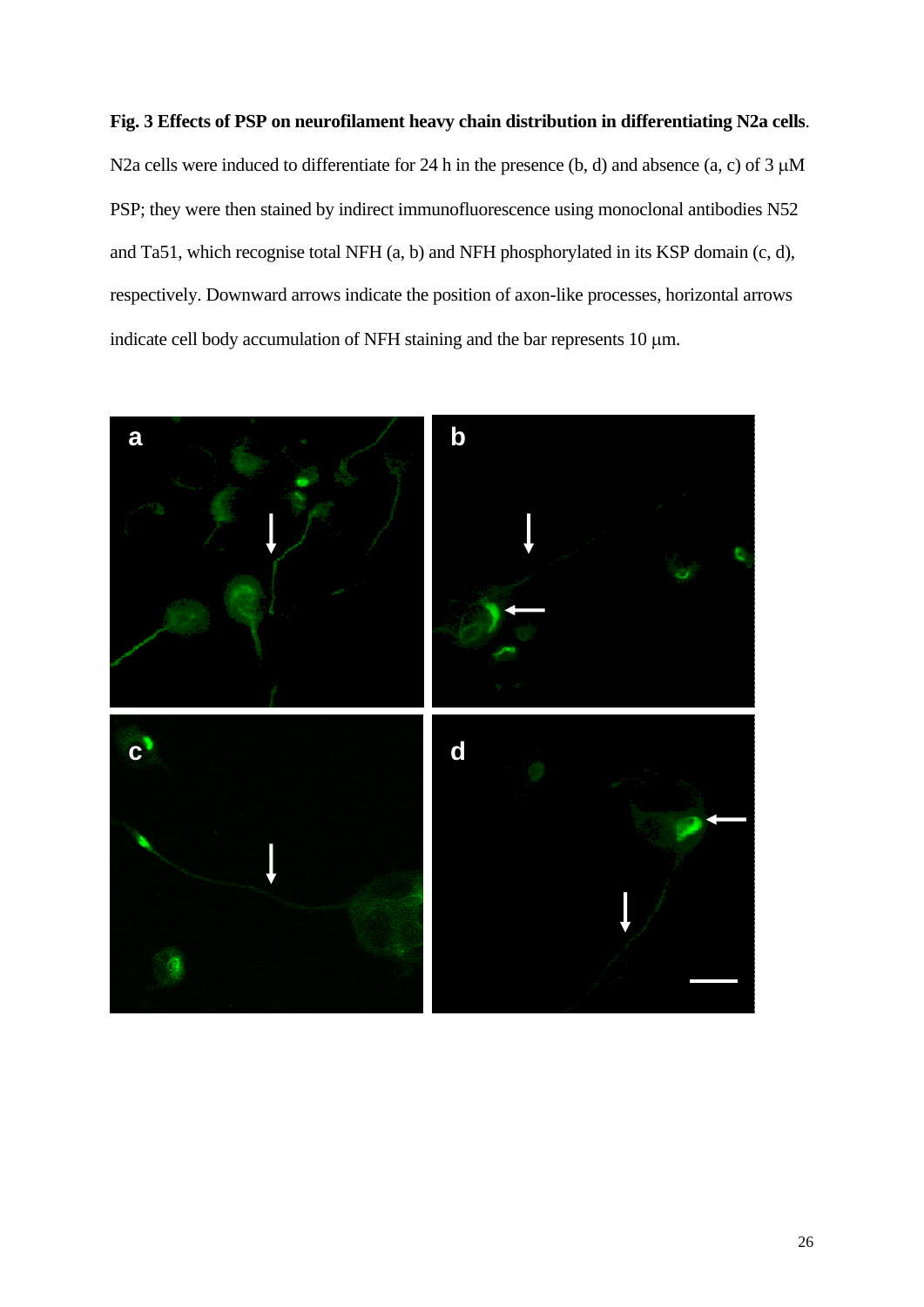**Fig. 3 Effects of PSP on neurofilament heavy chain distribution in differentiating N2a cells**. N2a cells were induced to differentiate for 24 h in the presence (b, d) and absence (a, c) of 3 μM PSP; they were then stained by indirect immunofluorescence using monoclonal antibodies N52 and Ta51, which recognise total NFH (a, b) and NFH phosphorylated in its KSP domain (c, d), respectively. Downward arrows indicate the position of axon-like processes, horizontal arrows indicate cell body accumulation of NFH staining and the bar represents 10 μm.

a

b

c

d